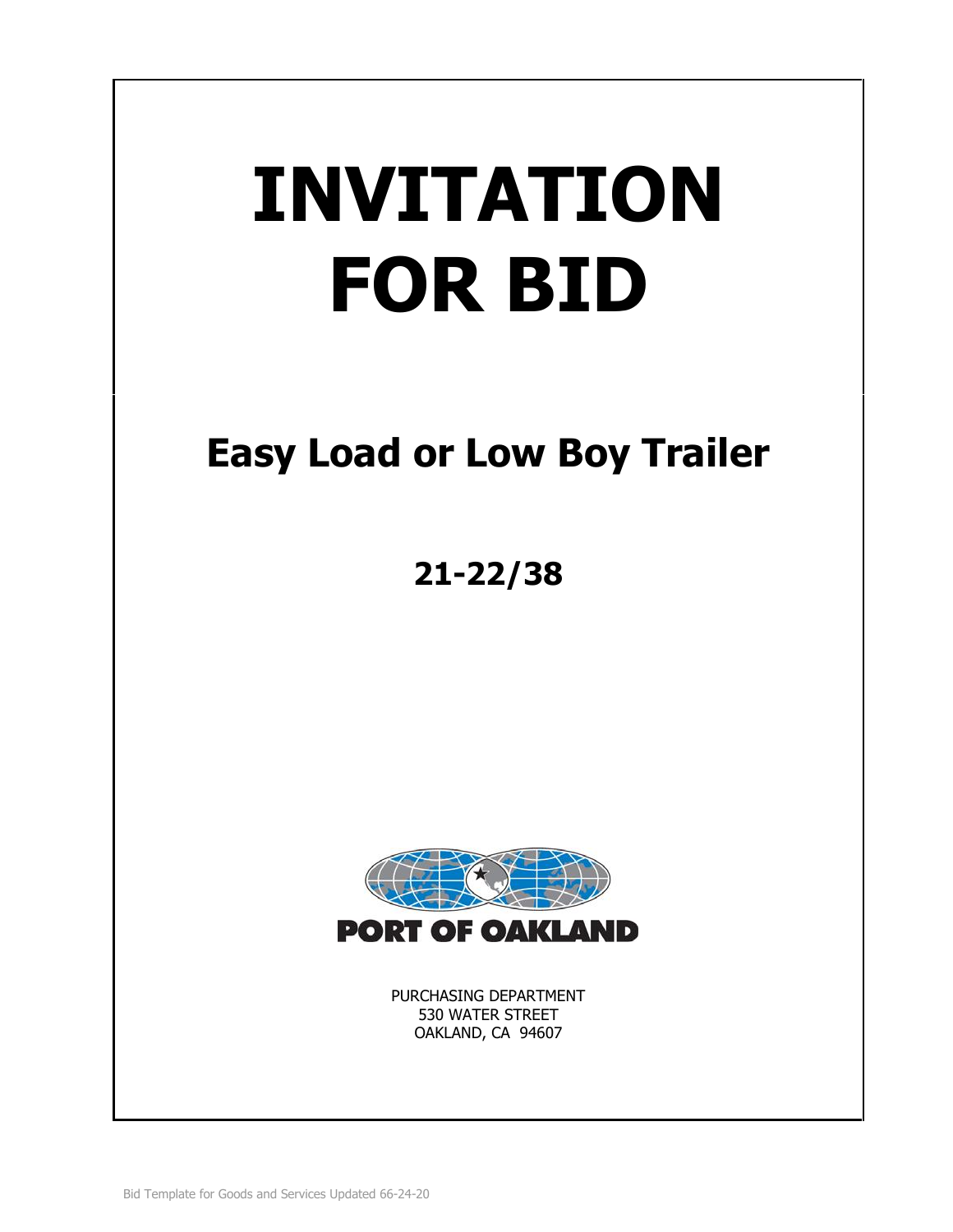# INVITATION FOR BID

## Easy Load or Low Boy Trailer

## 21-22/38

PORT OF OAKLAND

PURCHASING DEPARTMENT
530 WATER STREET
OAKLAND, CA 94607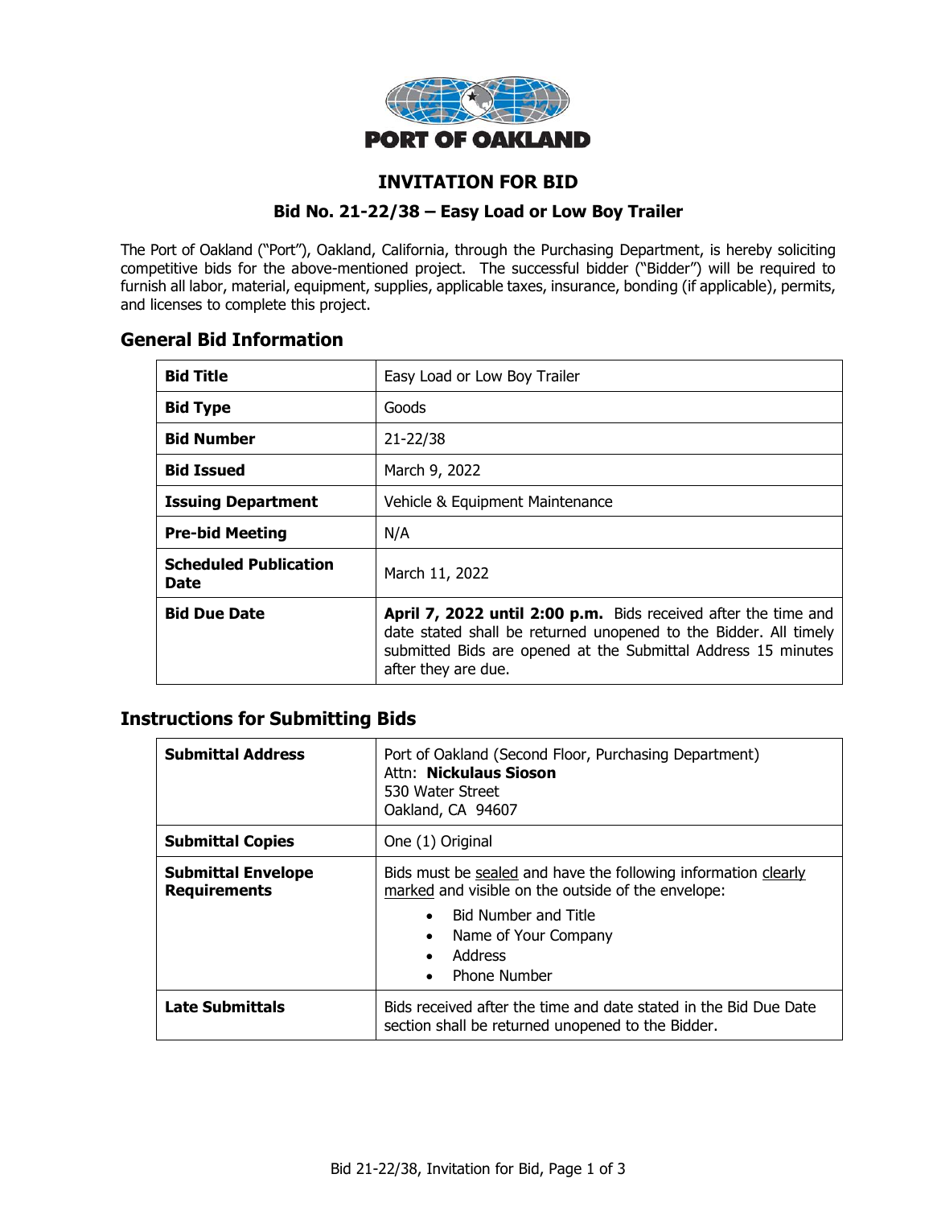PORT OF OAKLAND

# INVITATION FOR BID

### Bid No. 21-22/38 – Easy Load or Low Boy Trailer

The Port of Oakland ("Port"), Oakland, California, through the Purchasing Department, is hereby soliciting competitive bids for the above-mentioned project. The successful bidder ("Bidder") will be required to furnish all labor, material, equipment, supplies, applicable taxes, insurance, bonding (if applicable), permits, and licenses to complete this project.

## General Bid Information

| **Bid Title** | Easy Load or Low Boy Trailer |
|---|---|
| **Bid Type** | Goods |
| **Bid Number** | 21-22/38 |
| **Bid Issued** | March 9, 2022 |
| **Issuing Department** | Vehicle & Equipment Maintenance |
| **Pre-bid Meeting** | N/A |
| **Scheduled Publication Date** | March 11, 2022 |
| **Bid Due Date** | **April 7, 2022 until 2:00 p.m.** Bids received after the time and date stated shall be returned unopened to the Bidder. All timely submitted Bids are opened at the Submittal Address 15 minutes after they are due. |

## Instructions for Submitting Bids

| **Submittal Address** | Port of Oakland (Second Floor, Purchasing Department)<br>Attn: **Nickulaus Sioson**<br>530 Water Street<br>Oakland, CA 94607 |
|---|---|
| **Submittal Copies** | One (1) Original |
| **Submittal Envelope Requirements** | Bids must be sealed and have the following information clearly marked and visible on the outside of the envelope:<br>• Bid Number and Title<br>• Name of Your Company<br>• Address<br>• Phone Number |
| **Late Submittals** | Bids received after the time and date stated in the Bid Due Date section shall be returned unopened to the Bidder. |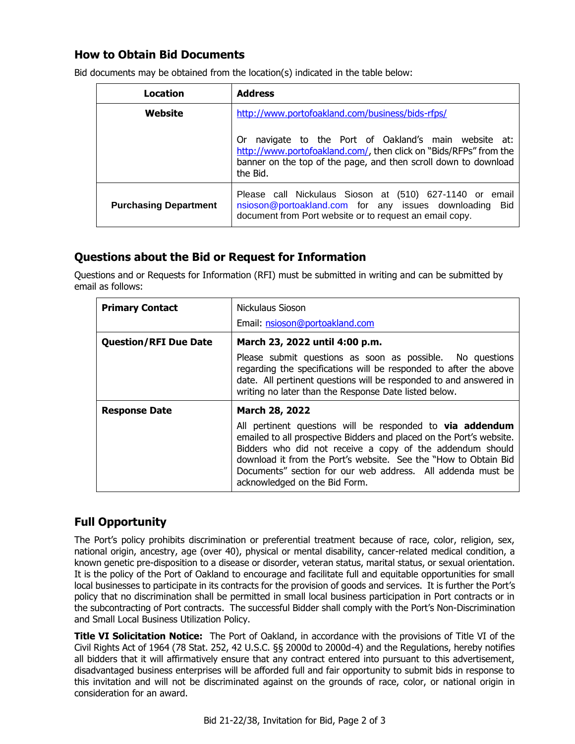## How to Obtain Bid Documents

Bid documents may be obtained from the location(s) indicated in the table below:

| Location | Address |
|---|---|
| **Website** | http://www.portofoakland.com/business/bids-rfps/<br><br>Or navigate to the Port of Oakland's main website at: http://www.portofoakland.com/, then click on "Bids/RFPs" from the banner on the top of the page, and then scroll down to download the Bid. |
| **Purchasing Department** | Please call Nickulaus Sioson at (510) 627-1140 or email nsioson@portoakland.com for any issues downloading Bid document from Port website or to request an email copy. |

## Questions about the Bid or Request for Information

Questions and or Requests for Information (RFI) must be submitted in writing and can be submitted by email as follows:

| | |
|---|---|
| **Primary Contact** | Nickulaus Sioson<br>Email: nsioson@portoakland.com |
| **Question/RFI Due Date** | **March 23, 2022 until 4:00 p.m.**<br>Please submit questions as soon as possible. No questions regarding the specifications will be responded to after the above date. All pertinent questions will be responded to and answered in writing no later than the Response Date listed below. |
| **Response Date** | **March 28, 2022**<br>All pertinent questions will be responded to **via addendum** emailed to all prospective Bidders and placed on the Port's website. Bidders who did not receive a copy of the addendum should download it from the Port's website. See the "How to Obtain Bid Documents" section for our web address. All addenda must be acknowledged on the Bid Form. |

## Full Opportunity

The Port's policy prohibits discrimination or preferential treatment because of race, color, religion, sex, national origin, ancestry, age (over 40), physical or mental disability, cancer-related medical condition, a known genetic pre-disposition to a disease or disorder, veteran status, marital status, or sexual orientation. It is the policy of the Port of Oakland to encourage and facilitate full and equitable opportunities for small local businesses to participate in its contracts for the provision of goods and services. It is further the Port's policy that no discrimination shall be permitted in small local business participation in Port contracts or in the subcontracting of Port contracts. The successful Bidder shall comply with the Port's Non-Discrimination and Small Local Business Utilization Policy.

**Title VI Solicitation Notice:** The Port of Oakland, in accordance with the provisions of Title VI of the Civil Rights Act of 1964 (78 Stat. 252, 42 U.S.C. §§ 2000d to 2000d-4) and the Regulations, hereby notifies all bidders that it will affirmatively ensure that any contract entered into pursuant to this advertisement, disadvantaged business enterprises will be afforded full and fair opportunity to submit bids in response to this invitation and will not be discriminated against on the grounds of race, color, or national origin in consideration for an award.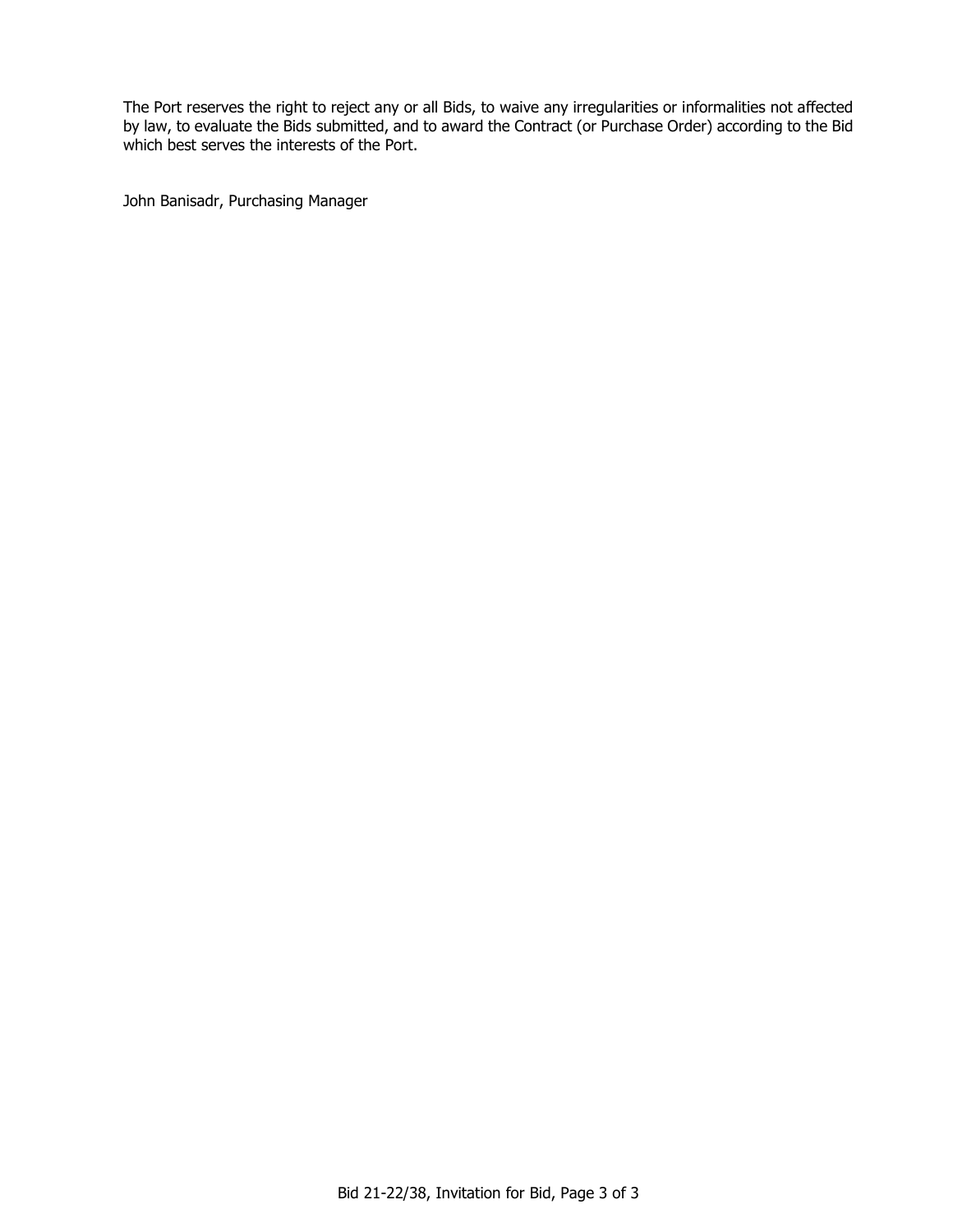The Port reserves the right to reject any or all Bids, to waive any irregularities or informalities not affected by law, to evaluate the Bids submitted, and to award the Contract (or Purchase Order) according to the Bid which best serves the interests of the Port.

John Banisadr, Purchasing Manager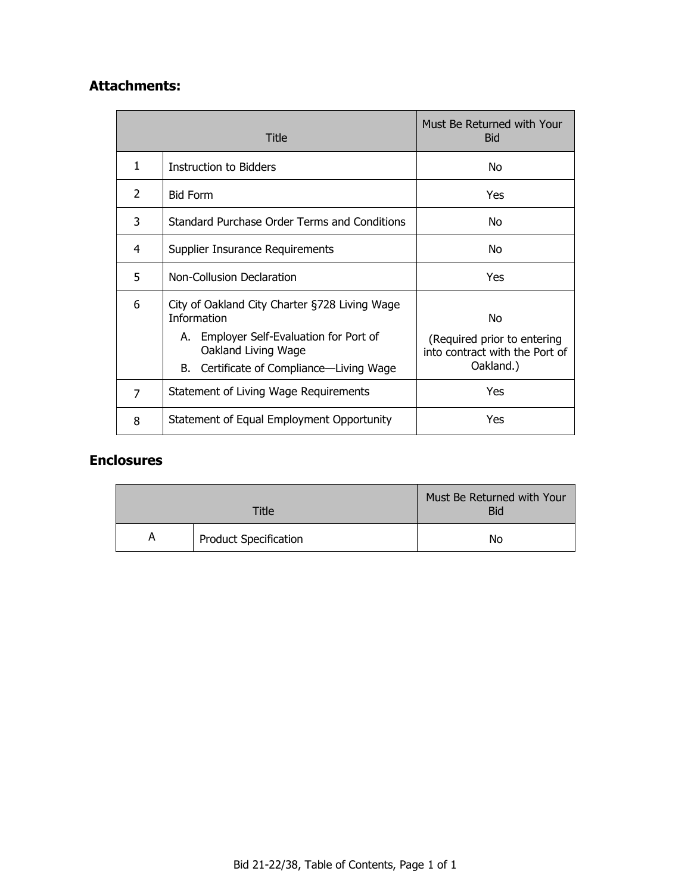## Attachments:

| Title | | Must Be Returned with Your Bid |
|---|---|---|
| 1 | Instruction to Bidders | No |
| 2 | Bid Form | Yes |
| 3 | Standard Purchase Order Terms and Conditions | No |
| 4 | Supplier Insurance Requirements | No |
| 5 | Non-Collusion Declaration | Yes |
| 6 | City of Oakland City Charter §728 Living Wage Information<br>A. Employer Self-Evaluation for Port of Oakland Living Wage<br>B. Certificate of Compliance—Living Wage | No<br>(Required prior to entering into contract with the Port of Oakland.) |
| 7 | Statement of Living Wage Requirements | Yes |
| 8 | Statement of Equal Employment Opportunity | Yes |

## Enclosures

| Title | | Must Be Returned with Your Bid |
|---|---|---|
| A | Product Specification | No |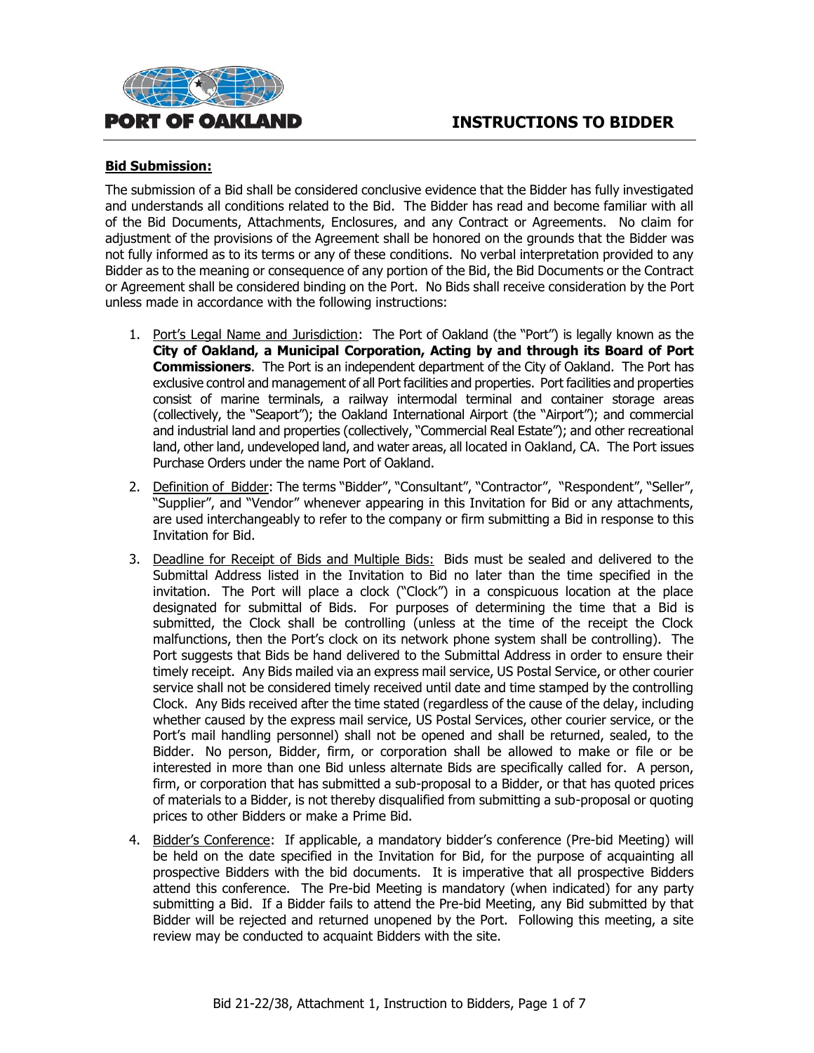# INSTRUCTIONS TO BIDDER

**Bid Submission:**

The submission of a Bid shall be considered conclusive evidence that the Bidder has fully investigated and understands all conditions related to the Bid. The Bidder has read and become familiar with all of the Bid Documents, Attachments, Enclosures, and any Contract or Agreements. No claim for adjustment of the provisions of the Agreement shall be honored on the grounds that the Bidder was not fully informed as to its terms or any of these conditions. No verbal interpretation provided to any Bidder as to the meaning or consequence of any portion of the Bid, the Bid Documents or the Contract or Agreement shall be considered binding on the Port. No Bids shall receive consideration by the Port unless made in accordance with the following instructions:

1. Port's Legal Name and Jurisdiction: The Port of Oakland (the "Port") is legally known as the **City of Oakland, a Municipal Corporation, Acting by and through its Board of Port Commissioners**. The Port is an independent department of the City of Oakland. The Port has exclusive control and management of all Port facilities and properties. Port facilities and properties consist of marine terminals, a railway intermodal terminal and container storage areas (collectively, the "Seaport"); the Oakland International Airport (the "Airport"); and commercial and industrial land and properties (collectively, "Commercial Real Estate"); and other recreational land, other land, undeveloped land, and water areas, all located in Oakland, CA. The Port issues Purchase Orders under the name Port of Oakland.

2. Definition of Bidder: The terms "Bidder", "Consultant", "Contractor", "Respondent", "Seller", "Supplier", and "Vendor" whenever appearing in this Invitation for Bid or any attachments, are used interchangeably to refer to the company or firm submitting a Bid in response to this Invitation for Bid.

3. Deadline for Receipt of Bids and Multiple Bids: Bids must be sealed and delivered to the Submittal Address listed in the Invitation to Bid no later than the time specified in the invitation. The Port will place a clock ("Clock") in a conspicuous location at the place designated for submittal of Bids. For purposes of determining the time that a Bid is submitted, the Clock shall be controlling (unless at the time of the receipt the Clock malfunctions, then the Port's clock on its network phone system shall be controlling). The Port suggests that Bids be hand delivered to the Submittal Address in order to ensure their timely receipt. Any Bids mailed via an express mail service, US Postal Service, or other courier service shall not be considered timely received until date and time stamped by the controlling Clock. Any Bids received after the time stated (regardless of the cause of the delay, including whether caused by the express mail service, US Postal Services, other courier service, or the Port's mail handling personnel) shall not be opened and shall be returned, sealed, to the Bidder. No person, Bidder, firm, or corporation shall be allowed to make or file or be interested in more than one Bid unless alternate Bids are specifically called for. A person, firm, or corporation that has submitted a sub-proposal to a Bidder, or that has quoted prices of materials to a Bidder, is not thereby disqualified from submitting a sub-proposal or quoting prices to other Bidders or make a Prime Bid.

4. Bidder's Conference: If applicable, a mandatory bidder's conference (Pre-bid Meeting) will be held on the date specified in the Invitation for Bid, for the purpose of acquainting all prospective Bidders with the bid documents. It is imperative that all prospective Bidders attend this conference. The Pre-bid Meeting is mandatory (when indicated) for any party submitting a Bid. If a Bidder fails to attend the Pre-bid Meeting, any Bid submitted by that Bidder will be rejected and returned unopened by the Port. Following this meeting, a site review may be conducted to acquaint Bidders with the site.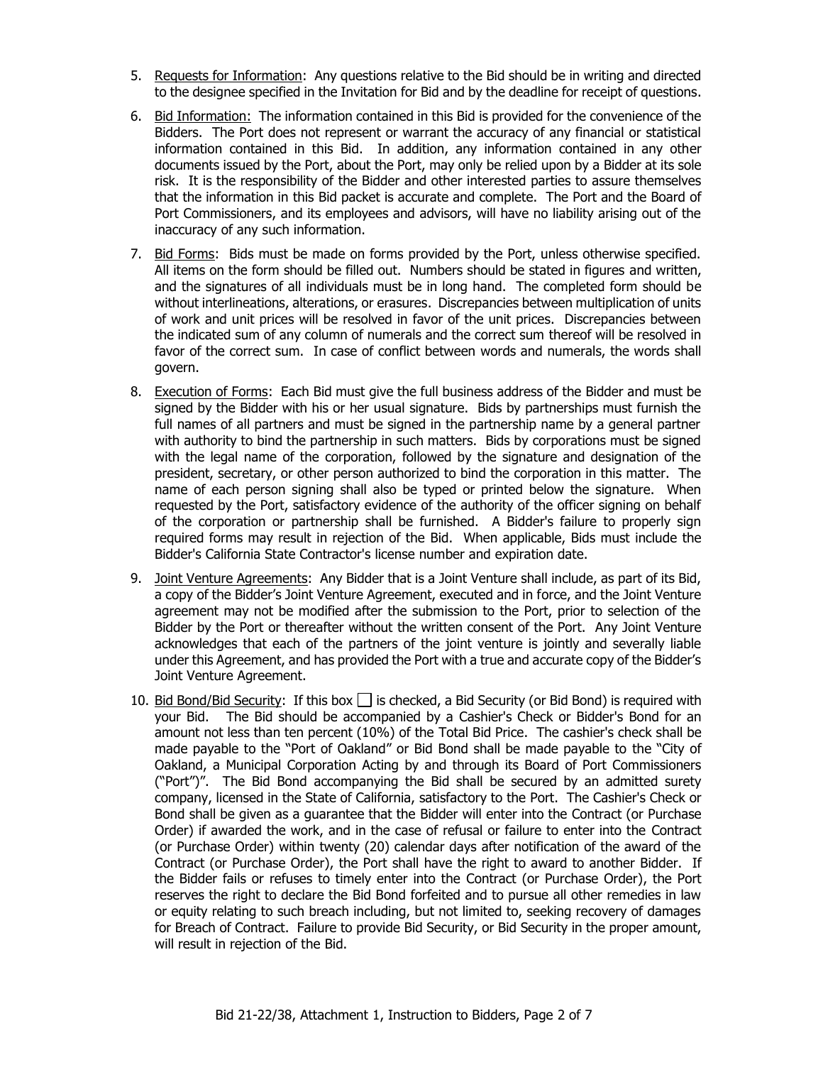5. Requests for Information: Any questions relative to the Bid should be in writing and directed to the designee specified in the Invitation for Bid and by the deadline for receipt of questions.

6. Bid Information: The information contained in this Bid is provided for the convenience of the Bidders. The Port does not represent or warrant the accuracy of any financial or statistical information contained in this Bid. In addition, any information contained in any other documents issued by the Port, about the Port, may only be relied upon by a Bidder at its sole risk. It is the responsibility of the Bidder and other interested parties to assure themselves that the information in this Bid packet is accurate and complete. The Port and the Board of Port Commissioners, and its employees and advisors, will have no liability arising out of the inaccuracy of any such information.

7. Bid Forms: Bids must be made on forms provided by the Port, unless otherwise specified. All items on the form should be filled out. Numbers should be stated in figures and written, and the signatures of all individuals must be in long hand. The completed form should be without interlineations, alterations, or erasures. Discrepancies between multiplication of units of work and unit prices will be resolved in favor of the unit prices. Discrepancies between the indicated sum of any column of numerals and the correct sum thereof will be resolved in favor of the correct sum. In case of conflict between words and numerals, the words shall govern.

8. Execution of Forms: Each Bid must give the full business address of the Bidder and must be signed by the Bidder with his or her usual signature. Bids by partnerships must furnish the full names of all partners and must be signed in the partnership name by a general partner with authority to bind the partnership in such matters. Bids by corporations must be signed with the legal name of the corporation, followed by the signature and designation of the president, secretary, or other person authorized to bind the corporation in this matter. The name of each person signing shall also be typed or printed below the signature. When requested by the Port, satisfactory evidence of the authority of the officer signing on behalf of the corporation or partnership shall be furnished. A Bidder's failure to properly sign required forms may result in rejection of the Bid. When applicable, Bids must include the Bidder's California State Contractor's license number and expiration date.

9. Joint Venture Agreements: Any Bidder that is a Joint Venture shall include, as part of its Bid, a copy of the Bidder's Joint Venture Agreement, executed and in force, and the Joint Venture agreement may not be modified after the submission to the Port, prior to selection of the Bidder by the Port or thereafter without the written consent of the Port. Any Joint Venture acknowledges that each of the partners of the joint venture is jointly and severally liable under this Agreement, and has provided the Port with a true and accurate copy of the Bidder's Joint Venture Agreement.

10. Bid Bond/Bid Security: If this box ☐ is checked, a Bid Security (or Bid Bond) is required with your Bid. The Bid should be accompanied by a Cashier's Check or Bidder's Bond for an amount not less than ten percent (10%) of the Total Bid Price. The cashier's check shall be made payable to the "Port of Oakland" or Bid Bond shall be made payable to the "City of Oakland, a Municipal Corporation Acting by and through its Board of Port Commissioners ("Port")". The Bid Bond accompanying the Bid shall be secured by an admitted surety company, licensed in the State of California, satisfactory to the Port. The Cashier's Check or Bond shall be given as a guarantee that the Bidder will enter into the Contract (or Purchase Order) if awarded the work, and in the case of refusal or failure to enter into the Contract (or Purchase Order) within twenty (20) calendar days after notification of the award of the Contract (or Purchase Order), the Port shall have the right to award to another Bidder. If the Bidder fails or refuses to timely enter into the Contract (or Purchase Order), the Port reserves the right to declare the Bid Bond forfeited and to pursue all other remedies in law or equity relating to such breach including, but not limited to, seeking recovery of damages for Breach of Contract. Failure to provide Bid Security, or Bid Security in the proper amount, will result in rejection of the Bid.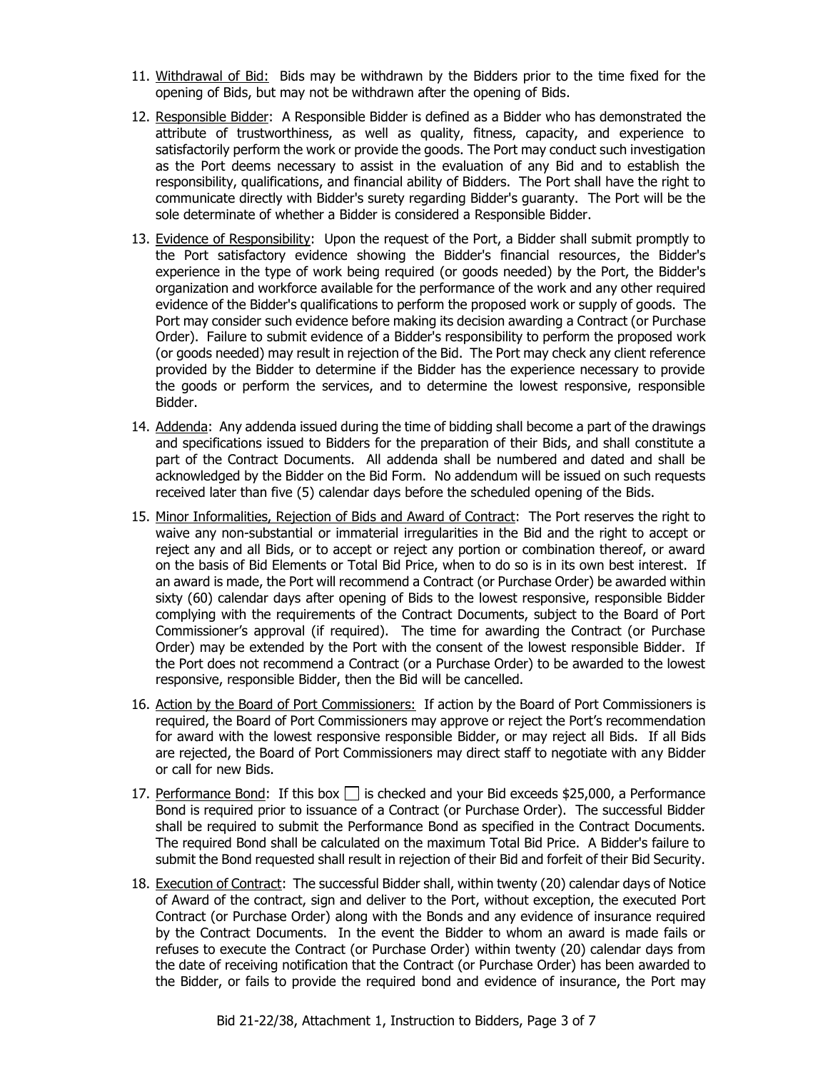11. Withdrawal of Bid: Bids may be withdrawn by the Bidders prior to the time fixed for the opening of Bids, but may not be withdrawn after the opening of Bids.

12. Responsible Bidder: A Responsible Bidder is defined as a Bidder who has demonstrated the attribute of trustworthiness, as well as quality, fitness, capacity, and experience to satisfactorily perform the work or provide the goods. The Port may conduct such investigation as the Port deems necessary to assist in the evaluation of any Bid and to establish the responsibility, qualifications, and financial ability of Bidders. The Port shall have the right to communicate directly with Bidder's surety regarding Bidder's guaranty. The Port will be the sole determinate of whether a Bidder is considered a Responsible Bidder.

13. Evidence of Responsibility: Upon the request of the Port, a Bidder shall submit promptly to the Port satisfactory evidence showing the Bidder's financial resources, the Bidder's experience in the type of work being required (or goods needed) by the Port, the Bidder's organization and workforce available for the performance of the work and any other required evidence of the Bidder's qualifications to perform the proposed work or supply of goods. The Port may consider such evidence before making its decision awarding a Contract (or Purchase Order). Failure to submit evidence of a Bidder's responsibility to perform the proposed work (or goods needed) may result in rejection of the Bid. The Port may check any client reference provided by the Bidder to determine if the Bidder has the experience necessary to provide the goods or perform the services, and to determine the lowest responsive, responsible Bidder.

14. Addenda: Any addenda issued during the time of bidding shall become a part of the drawings and specifications issued to Bidders for the preparation of their Bids, and shall constitute a part of the Contract Documents. All addenda shall be numbered and dated and shall be acknowledged by the Bidder on the Bid Form. No addendum will be issued on such requests received later than five (5) calendar days before the scheduled opening of the Bids.

15. Minor Informalities, Rejection of Bids and Award of Contract: The Port reserves the right to waive any non-substantial or immaterial irregularities in the Bid and the right to accept or reject any and all Bids, or to accept or reject any portion or combination thereof, or award on the basis of Bid Elements or Total Bid Price, when to do so is in its own best interest. If an award is made, the Port will recommend a Contract (or Purchase Order) be awarded within sixty (60) calendar days after opening of Bids to the lowest responsive, responsible Bidder complying with the requirements of the Contract Documents, subject to the Board of Port Commissioner's approval (if required). The time for awarding the Contract (or Purchase Order) may be extended by the Port with the consent of the lowest responsible Bidder. If the Port does not recommend a Contract (or a Purchase Order) to be awarded to the lowest responsive, responsible Bidder, then the Bid will be cancelled.

16. Action by the Board of Port Commissioners: If action by the Board of Port Commissioners is required, the Board of Port Commissioners may approve or reject the Port's recommendation for award with the lowest responsive responsible Bidder, or may reject all Bids. If all Bids are rejected, the Board of Port Commissioners may direct staff to negotiate with any Bidder or call for new Bids.

17. Performance Bond: If this box ☐ is checked and your Bid exceeds $25,000, a Performance Bond is required prior to issuance of a Contract (or Purchase Order). The successful Bidder shall be required to submit the Performance Bond as specified in the Contract Documents. The required Bond shall be calculated on the maximum Total Bid Price. A Bidder's failure to submit the Bond requested shall result in rejection of their Bid and forfeit of their Bid Security.

18. Execution of Contract: The successful Bidder shall, within twenty (20) calendar days of Notice of Award of the contract, sign and deliver to the Port, without exception, the executed Port Contract (or Purchase Order) along with the Bonds and any evidence of insurance required by the Contract Documents. In the event the Bidder to whom an award is made fails or refuses to execute the Contract (or Purchase Order) within twenty (20) calendar days from the date of receiving notification that the Contract (or Purchase Order) has been awarded to the Bidder, or fails to provide the required bond and evidence of insurance, the Port may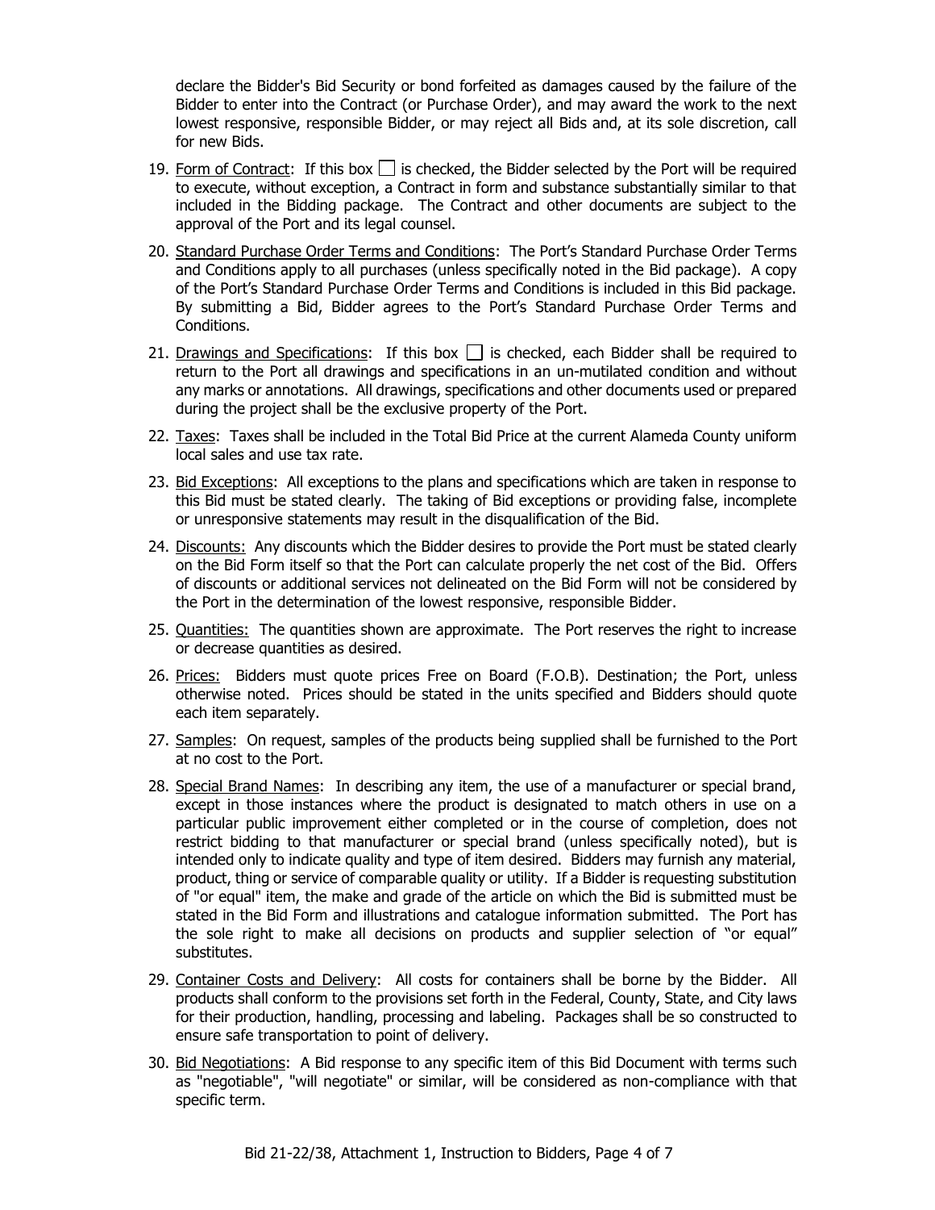declare the Bidder's Bid Security or bond forfeited as damages caused by the failure of the Bidder to enter into the Contract (or Purchase Order), and may award the work to the next lowest responsive, responsible Bidder, or may reject all Bids and, at its sole discretion, call for new Bids.

19. Form of Contract: If this box ☐ is checked, the Bidder selected by the Port will be required to execute, without exception, a Contract in form and substance substantially similar to that included in the Bidding package. The Contract and other documents are subject to the approval of the Port and its legal counsel.

20. Standard Purchase Order Terms and Conditions: The Port's Standard Purchase Order Terms and Conditions apply to all purchases (unless specifically noted in the Bid package). A copy of the Port's Standard Purchase Order Terms and Conditions is included in this Bid package. By submitting a Bid, Bidder agrees to the Port's Standard Purchase Order Terms and Conditions.

21. Drawings and Specifications: If this box ☐ is checked, each Bidder shall be required to return to the Port all drawings and specifications in an un-mutilated condition and without any marks or annotations. All drawings, specifications and other documents used or prepared during the project shall be the exclusive property of the Port.

22. Taxes: Taxes shall be included in the Total Bid Price at the current Alameda County uniform local sales and use tax rate.

23. Bid Exceptions: All exceptions to the plans and specifications which are taken in response to this Bid must be stated clearly. The taking of Bid exceptions or providing false, incomplete or unresponsive statements may result in the disqualification of the Bid.

24. Discounts: Any discounts which the Bidder desires to provide the Port must be stated clearly on the Bid Form itself so that the Port can calculate properly the net cost of the Bid. Offers of discounts or additional services not delineated on the Bid Form will not be considered by the Port in the determination of the lowest responsive, responsible Bidder.

25. Quantities: The quantities shown are approximate. The Port reserves the right to increase or decrease quantities as desired.

26. Prices: Bidders must quote prices Free on Board (F.O.B). Destination; the Port, unless otherwise noted. Prices should be stated in the units specified and Bidders should quote each item separately.

27. Samples: On request, samples of the products being supplied shall be furnished to the Port at no cost to the Port.

28. Special Brand Names: In describing any item, the use of a manufacturer or special brand, except in those instances where the product is designated to match others in use on a particular public improvement either completed or in the course of completion, does not restrict bidding to that manufacturer or special brand (unless specifically noted), but is intended only to indicate quality and type of item desired. Bidders may furnish any material, product, thing or service of comparable quality or utility. If a Bidder is requesting substitution of "or equal" item, the make and grade of the article on which the Bid is submitted must be stated in the Bid Form and illustrations and catalogue information submitted. The Port has the sole right to make all decisions on products and supplier selection of "or equal" substitutes.

29. Container Costs and Delivery: All costs for containers shall be borne by the Bidder. All products shall conform to the provisions set forth in the Federal, County, State, and City laws for their production, handling, processing and labeling. Packages shall be so constructed to ensure safe transportation to point of delivery.

30. Bid Negotiations: A Bid response to any specific item of this Bid Document with terms such as "negotiable", "will negotiate" or similar, will be considered as non-compliance with that specific term.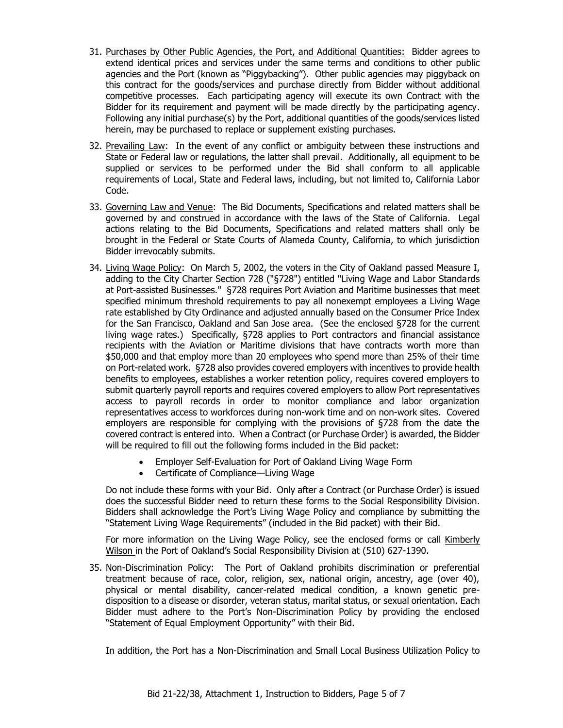31. Purchases by Other Public Agencies, the Port, and Additional Quantities: Bidder agrees to extend identical prices and services under the same terms and conditions to other public agencies and the Port (known as "Piggybacking"). Other public agencies may piggyback on this contract for the goods/services and purchase directly from Bidder without additional competitive processes. Each participating agency will execute its own Contract with the Bidder for its requirement and payment will be made directly by the participating agency. Following any initial purchase(s) by the Port, additional quantities of the goods/services listed herein, may be purchased to replace or supplement existing purchases.

32. Prevailing Law: In the event of any conflict or ambiguity between these instructions and State or Federal law or regulations, the latter shall prevail. Additionally, all equipment to be supplied or services to be performed under the Bid shall conform to all applicable requirements of Local, State and Federal laws, including, but not limited to, California Labor Code.

33. Governing Law and Venue: The Bid Documents, Specifications and related matters shall be governed by and construed in accordance with the laws of the State of California. Legal actions relating to the Bid Documents, Specifications and related matters shall only be brought in the Federal or State Courts of Alameda County, California, to which jurisdiction Bidder irrevocably submits.

34. Living Wage Policy: On March 5, 2002, the voters in the City of Oakland passed Measure I, adding to the City Charter Section 728 ("§728") entitled "Living Wage and Labor Standards at Port-assisted Businesses." §728 requires Port Aviation and Maritime businesses that meet specified minimum threshold requirements to pay all nonexempt employees a Living Wage rate established by City Ordinance and adjusted annually based on the Consumer Price Index for the San Francisco, Oakland and San Jose area. (See the enclosed §728 for the current living wage rates.) Specifically, §728 applies to Port contractors and financial assistance recipients with the Aviation or Maritime divisions that have contracts worth more than $50,000 and that employ more than 20 employees who spend more than 25% of their time on Port-related work. §728 also provides covered employers with incentives to provide health benefits to employees, establishes a worker retention policy, requires covered employers to submit quarterly payroll reports and requires covered employers to allow Port representatives access to payroll records in order to monitor compliance and labor organization representatives access to workforces during non-work time and on non-work sites. Covered employers are responsible for complying with the provisions of §728 from the date the covered contract is entered into. When a Contract (or Purchase Order) is awarded, the Bidder will be required to fill out the following forms included in the Bid packet:

    - Employer Self-Evaluation for Port of Oakland Living Wage Form
    - Certificate of Compliance—Living Wage

    Do not include these forms with your Bid. Only after a Contract (or Purchase Order) is issued does the successful Bidder need to return these forms to the Social Responsibility Division. Bidders shall acknowledge the Port's Living Wage Policy and compliance by submitting the "Statement Living Wage Requirements" (included in the Bid packet) with their Bid.

    For more information on the Living Wage Policy, see the enclosed forms or call Kimberly Wilson in the Port of Oakland's Social Responsibility Division at (510) 627-1390.

35. Non-Discrimination Policy: The Port of Oakland prohibits discrimination or preferential treatment because of race, color, religion, sex, national origin, ancestry, age (over 40), physical or mental disability, cancer-related medical condition, a known genetic pre-disposition to a disease or disorder, veteran status, marital status, or sexual orientation. Each Bidder must adhere to the Port's Non-Discrimination Policy by providing the enclosed "Statement of Equal Employment Opportunity" with their Bid.

    In addition, the Port has a Non-Discrimination and Small Local Business Utilization Policy to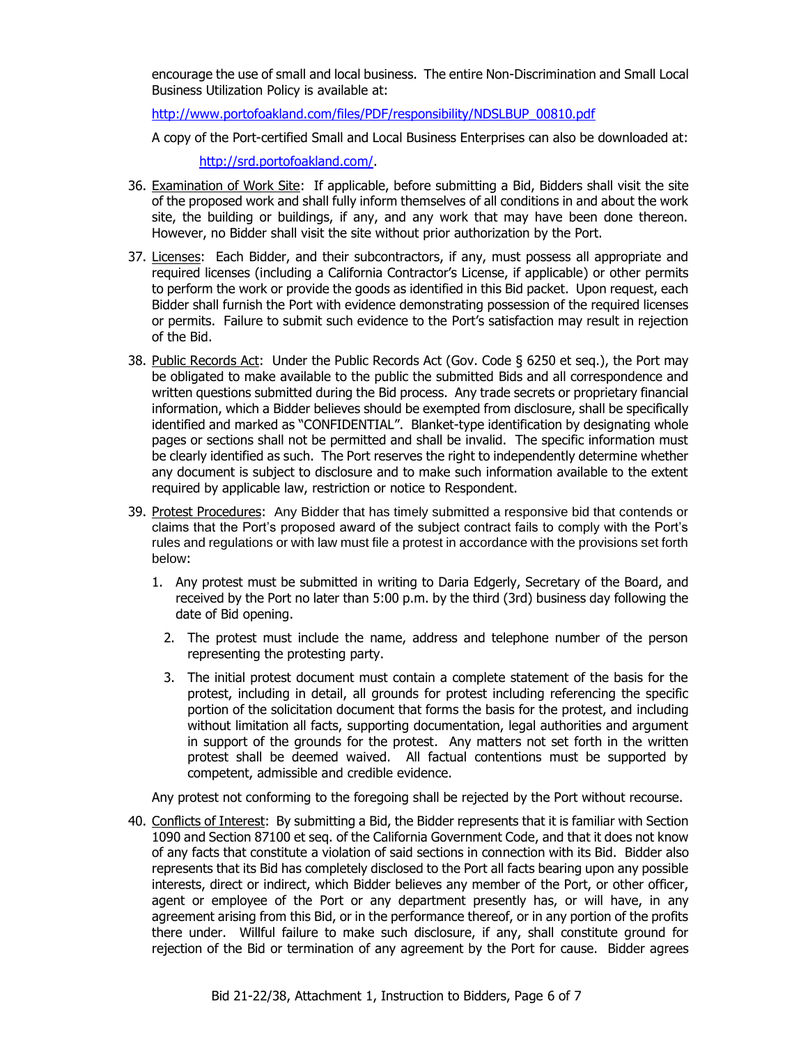encourage the use of small and local business. The entire Non-Discrimination and Small Local Business Utilization Policy is available at:

http://www.portofoakland.com/files/PDF/responsibility/NDSLBUP_00810.pdf

A copy of the Port-certified Small and Local Business Enterprises can also be downloaded at:

http://srd.portofoakland.com/.

36. Examination of Work Site: If applicable, before submitting a Bid, Bidders shall visit the site of the proposed work and shall fully inform themselves of all conditions in and about the work site, the building or buildings, if any, and any work that may have been done thereon. However, no Bidder shall visit the site without prior authorization by the Port.

37. Licenses: Each Bidder, and their subcontractors, if any, must possess all appropriate and required licenses (including a California Contractor's License, if applicable) or other permits to perform the work or provide the goods as identified in this Bid packet. Upon request, each Bidder shall furnish the Port with evidence demonstrating possession of the required licenses or permits. Failure to submit such evidence to the Port's satisfaction may result in rejection of the Bid.

38. Public Records Act: Under the Public Records Act (Gov. Code § 6250 et seq.), the Port may be obligated to make available to the public the submitted Bids and all correspondence and written questions submitted during the Bid process. Any trade secrets or proprietary financial information, which a Bidder believes should be exempted from disclosure, shall be specifically identified and marked as "CONFIDENTIAL". Blanket-type identification by designating whole pages or sections shall not be permitted and shall be invalid. The specific information must be clearly identified as such. The Port reserves the right to independently determine whether any document is subject to disclosure and to make such information available to the extent required by applicable law, restriction or notice to Respondent.

39. Protest Procedures: Any Bidder that has timely submitted a responsive bid that contends or claims that the Port's proposed award of the subject contract fails to comply with the Port's rules and regulations or with law must file a protest in accordance with the provisions set forth below:

    1. Any protest must be submitted in writing to Daria Edgerly, Secretary of the Board, and received by the Port no later than 5:00 p.m. by the third (3rd) business day following the date of Bid opening.
    2. The protest must include the name, address and telephone number of the person representing the protesting party.
    3. The initial protest document must contain a complete statement of the basis for the protest, including in detail, all grounds for protest including referencing the specific portion of the solicitation document that forms the basis for the protest, and including without limitation all facts, supporting documentation, legal authorities and argument in support of the grounds for the protest. Any matters not set forth in the written protest shall be deemed waived. All factual contentions must be supported by competent, admissible and credible evidence.

    Any protest not conforming to the foregoing shall be rejected by the Port without recourse.

40. Conflicts of Interest: By submitting a Bid, the Bidder represents that it is familiar with Section 1090 and Section 87100 et seq. of the California Government Code, and that it does not know of any facts that constitute a violation of said sections in connection with its Bid. Bidder also represents that its Bid has completely disclosed to the Port all facts bearing upon any possible interests, direct or indirect, which Bidder believes any member of the Port, or other officer, agent or employee of the Port or any department presently has, or will have, in any agreement arising from this Bid, or in the performance thereof, or in any portion of the profits there under. Willful failure to make such disclosure, if any, shall constitute ground for rejection of the Bid or termination of any agreement by the Port for cause. Bidder agrees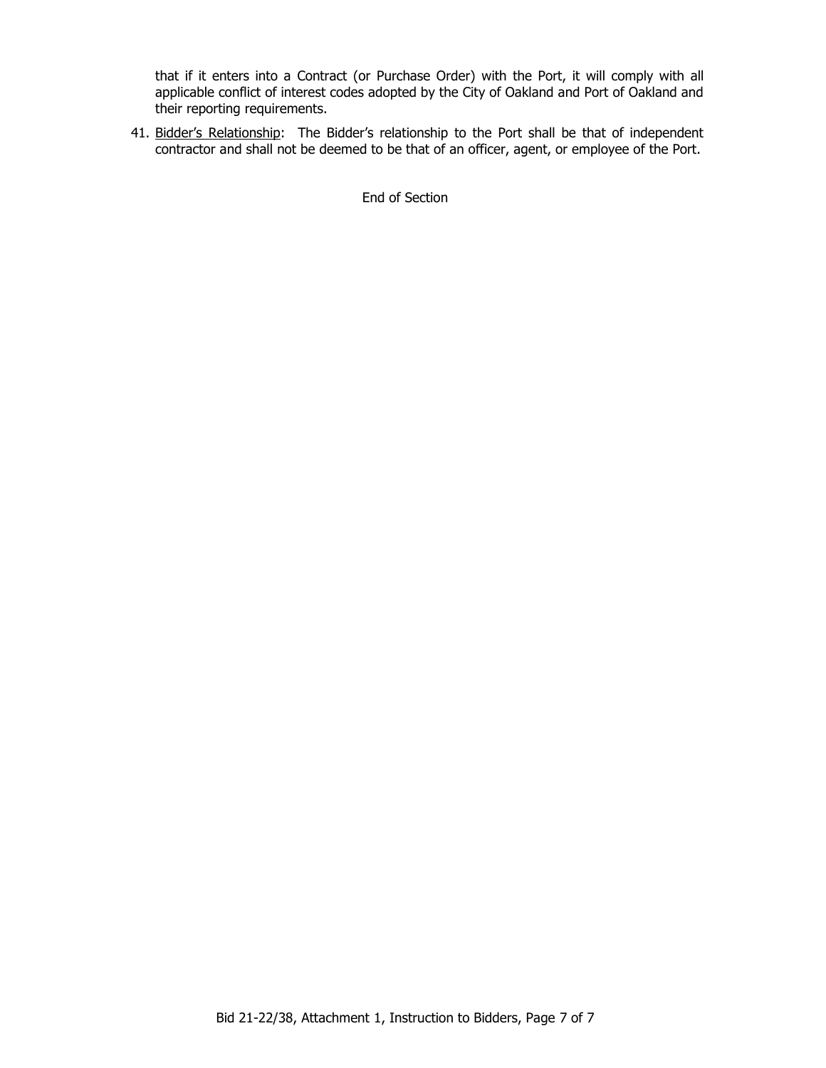that if it enters into a Contract (or Purchase Order) with the Port, it will comply with all applicable conflict of interest codes adopted by the City of Oakland and Port of Oakland and their reporting requirements.

41. Bidder's Relationship: The Bidder's relationship to the Port shall be that of independent contractor and shall not be deemed to be that of an officer, agent, or employee of the Port.

End of Section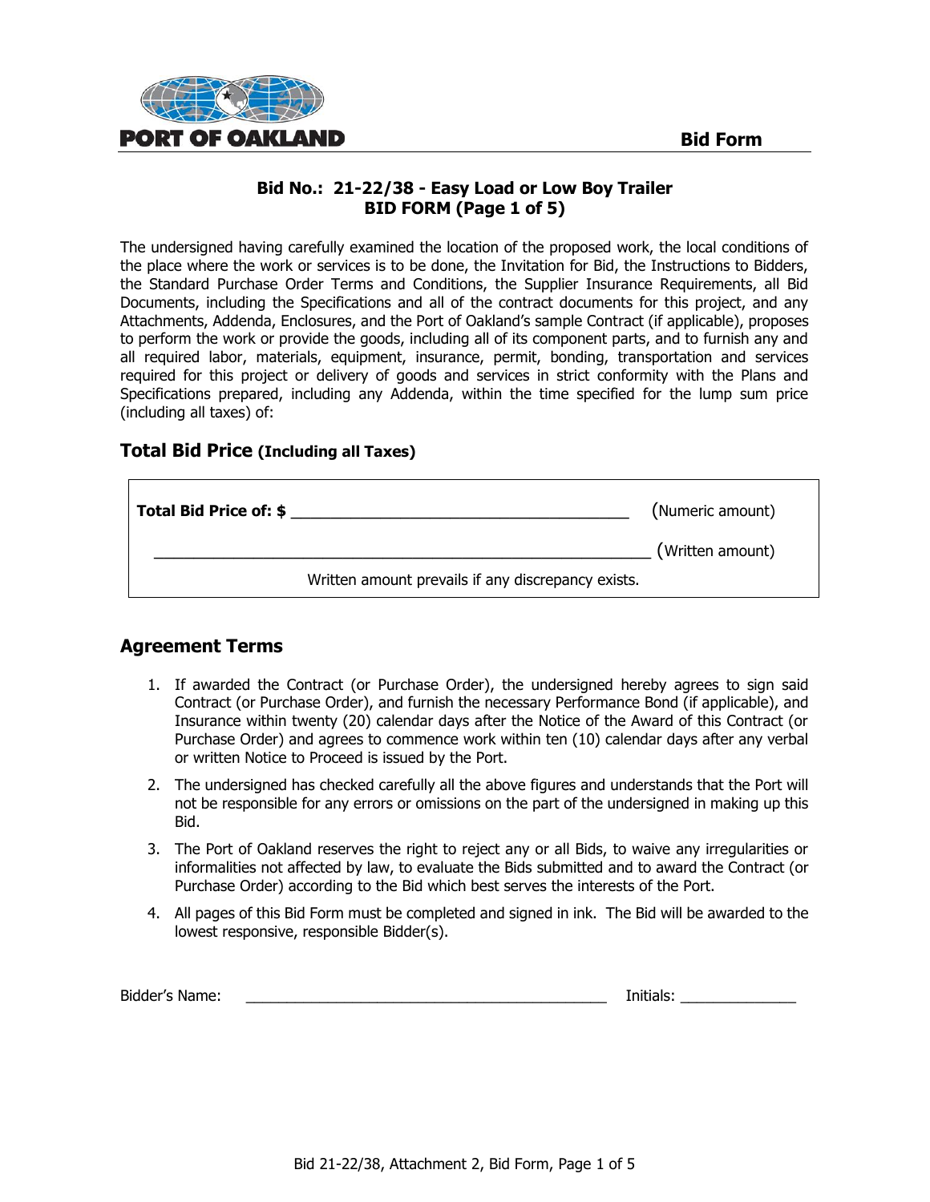PORT OF OAKLAND

**Bid Form**

## Bid No.: 21-22/38 - Easy Load or Low Boy Trailer
## BID FORM (Page 1 of 5)

The undersigned having carefully examined the location of the proposed work, the local conditions of the place where the work or services is to be done, the Invitation for Bid, the Instructions to Bidders, the Standard Purchase Order Terms and Conditions, the Supplier Insurance Requirements, all Bid Documents, including the Specifications and all of the contract documents for this project, and any Attachments, Addenda, Enclosures, and the Port of Oakland's sample Contract (if applicable), proposes to perform the work or provide the goods, including all of its component parts, and to furnish any and all required labor, materials, equipment, insurance, permit, bonding, transportation and services required for this project or delivery of goods and services in strict conformity with the Plans and Specifications prepared, including any Addenda, within the time specified for the lump sum price (including all taxes) of:

### Total Bid Price (Including all Taxes)

**Total Bid Price of: $** ______________________________________ (Numeric amount)

________________________________________________________ (Written amount)

Written amount prevails if any discrepancy exists.

### Agreement Terms

1. If awarded the Contract (or Purchase Order), the undersigned hereby agrees to sign said Contract (or Purchase Order), and furnish the necessary Performance Bond (if applicable), and Insurance within twenty (20) calendar days after the Notice of the Award of this Contract (or Purchase Order) and agrees to commence work within ten (10) calendar days after any verbal or written Notice to Proceed is issued by the Port.
2. The undersigned has checked carefully all the above figures and understands that the Port will not be responsible for any errors or omissions on the part of the undersigned in making up this Bid.
3. The Port of Oakland reserves the right to reject any or all Bids, to waive any irregularities or informalities not affected by law, to evaluate the Bids submitted and to award the Contract (or Purchase Order) according to the Bid which best serves the interests of the Port.
4. All pages of this Bid Form must be completed and signed in ink. The Bid will be awarded to the lowest responsive, responsible Bidder(s).

Bidder's Name: ____________________________________________ Initials: ______________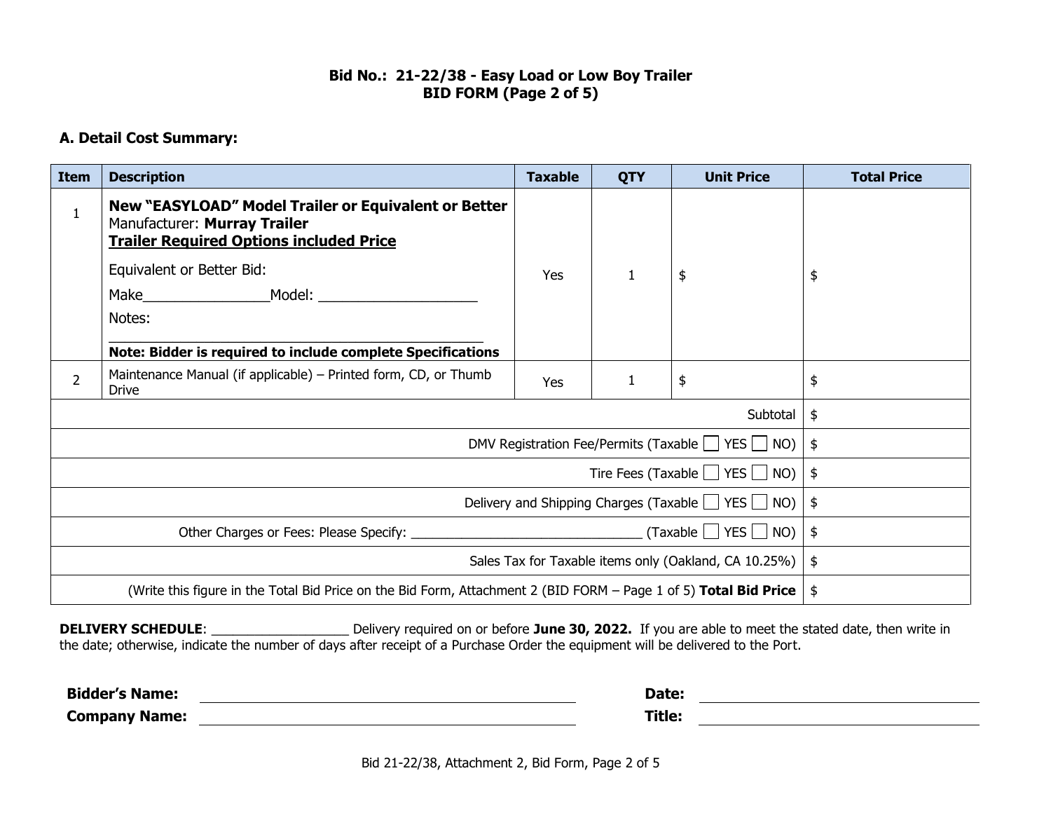# Bid No.: 21-22/38 - Easy Load or Low Boy Trailer
## BID FORM (Page 2 of 5)

**A. Detail Cost Summary:**

| Item | Description | Taxable | QTY | Unit Price | Total Price |
|---|---|---|---|---|---|
| 1 | **New "EASYLOAD" Model Trailer or Equivalent or Better**<br>Manufacturer: **Murray Trailer**<br>**<u>Trailer Required Options included Price</u>**<br>Equivalent or Better Bid:<br>Make_______________Model: ___________________<br>Notes:<br>_____________________________________________<br>**Note: Bidder is required to include complete Specifications** | Yes | 1 | $ | $ |
| 2 | Maintenance Manual (if applicable) – Printed form, CD, or Thumb Drive | Yes | 1 | $ | $ |
| | | | | Subtotal | $ |
| | | | | DMV Registration Fee/Permits (Taxable ☐ YES ☐ NO) | $ |
| | | | | Tire Fees (Taxable ☐ YES ☐ NO) | $ |
| | | | | Delivery and Shipping Charges (Taxable ☐ YES ☐ NO) | $ |
| | | | | Other Charges or Fees: Please Specify: ______________________________ (Taxable ☐ YES ☐ NO) | $ |
| | | | | Sales Tax for Taxable items only (Oakland, CA 10.25%) | $ |
| | | | | (Write this figure in the Total Bid Price on the Bid Form, Attachment 2 (BID FORM – Page 1 of 5) **Total Bid Price** | $ |

**DELIVERY SCHEDULE**: __________________ Delivery required on or before **June 30, 2022.** If you are able to meet the stated date, then write in the date; otherwise, indicate the number of days after receipt of a Purchase Order the equipment will be delivered to the Port.

**Bidder's Name:** ______________________________ **Date:** ______________________________

**Company Name:** ______________________________ **Title:** ______________________________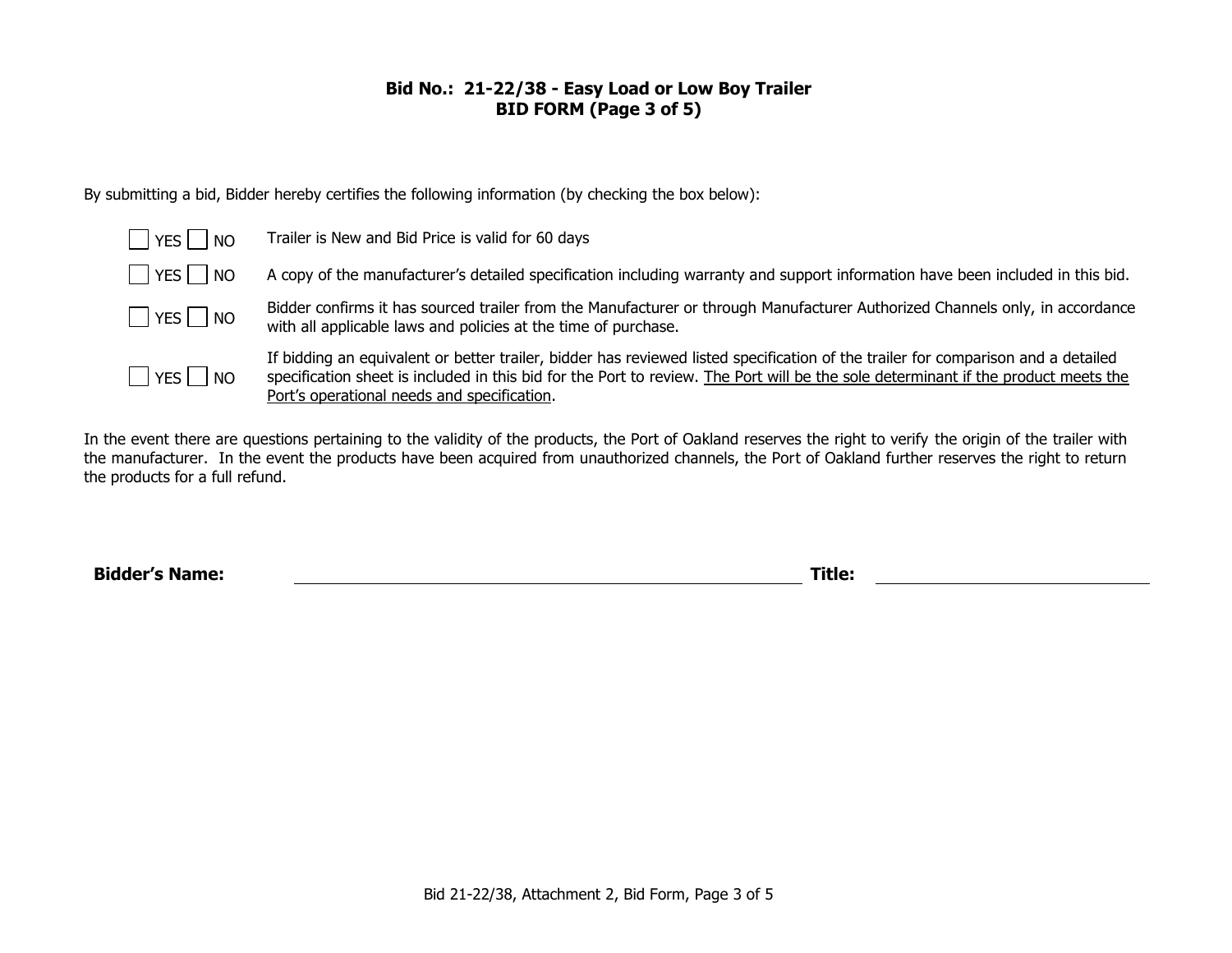## Bid No.: 21-22/38 - Easy Load or Low Boy Trailer
## BID FORM (Page 3 of 5)

By submitting a bid, Bidder hereby certifies the following information (by checking the box below):

☐ YES ☐ NO Trailer is New and Bid Price is valid for 60 days

☐ YES ☐ NO A copy of the manufacturer's detailed specification including warranty and support information have been included in this bid.

☐ YES ☐ NO Bidder confirms it has sourced trailer from the Manufacturer or through Manufacturer Authorized Channels only, in accordance with all applicable laws and policies at the time of purchase.

☐ YES ☐ NO If bidding an equivalent or better trailer, bidder has reviewed listed specification of the trailer for comparison and a detailed specification sheet is included in this bid for the Port to review. <u>The Port will be the sole determinant if the product meets the Port's operational needs and specification</u>.

In the event there are questions pertaining to the validity of the products, the Port of Oakland reserves the right to verify the origin of the trailer with the manufacturer. In the event the products have been acquired from unauthorized channels, the Port of Oakland further reserves the right to return the products for a full refund.

**Bidder's Name:** \_\_\_\_\_\_\_\_\_\_\_\_\_\_\_\_\_\_\_\_\_\_\_\_\_\_\_\_\_\_\_\_\_\_\_\_ **Title:** \_\_\_\_\_\_\_\_\_\_\_\_\_\_\_\_\_\_\_\_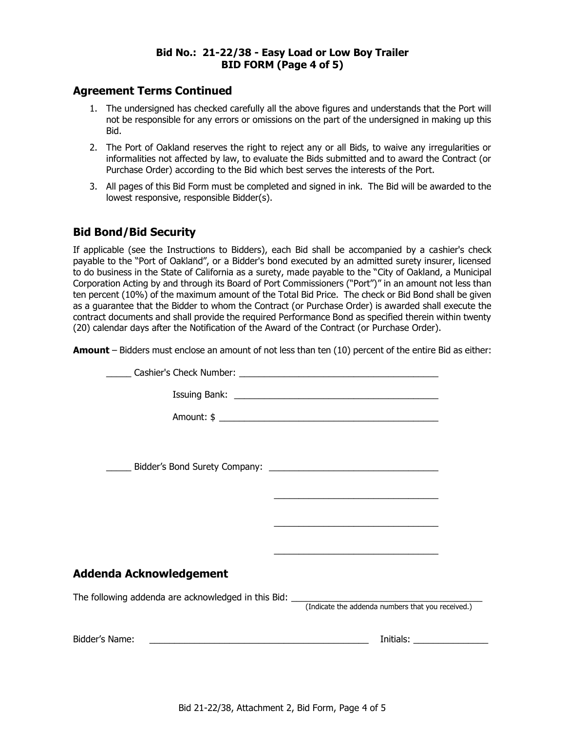**Bid No.: 21-22/38 - Easy Load or Low Boy Trailer**
**BID FORM (Page 4 of 5)**

## Agreement Terms Continued

1. The undersigned has checked carefully all the above figures and understands that the Port will not be responsible for any errors or omissions on the part of the undersigned in making up this Bid.
2. The Port of Oakland reserves the right to reject any or all Bids, to waive any irregularities or informalities not affected by law, to evaluate the Bids submitted and to award the Contract (or Purchase Order) according to the Bid which best serves the interests of the Port.
3. All pages of this Bid Form must be completed and signed in ink. The Bid will be awarded to the lowest responsive, responsible Bidder(s).

## Bid Bond/Bid Security

If applicable (see the Instructions to Bidders), each Bid shall be accompanied by a cashier's check payable to the "Port of Oakland", or a Bidder's bond executed by an admitted surety insurer, licensed to do business in the State of California as a surety, made payable to the "City of Oakland, a Municipal Corporation Acting by and through its Board of Port Commissioners ("Port")" in an amount not less than ten percent (10%) of the maximum amount of the Total Bid Price. The check or Bid Bond shall be given as a guarantee that the Bidder to whom the Contract (or Purchase Order) is awarded shall execute the contract documents and shall provide the required Performance Bond as specified therein within twenty (20) calendar days after the Notification of the Award of the Contract (or Purchase Order).

**Amount** – Bidders must enclose an amount of not less than ten (10) percent of the entire Bid as either:

_____ Cashier's Check Number: ________________________________________

Issuing Bank: ________________________________________

Amount: $ ________________________________________

_____ Bidder's Bond Surety Company: ________________________________

________________________________

________________________________

________________________________

## Addenda Acknowledgement

The following addenda are acknowledged in this Bid: ______________________________________
(Indicate the addenda numbers that you received.)

Bidder's Name: ____________________________________________ Initials: _______________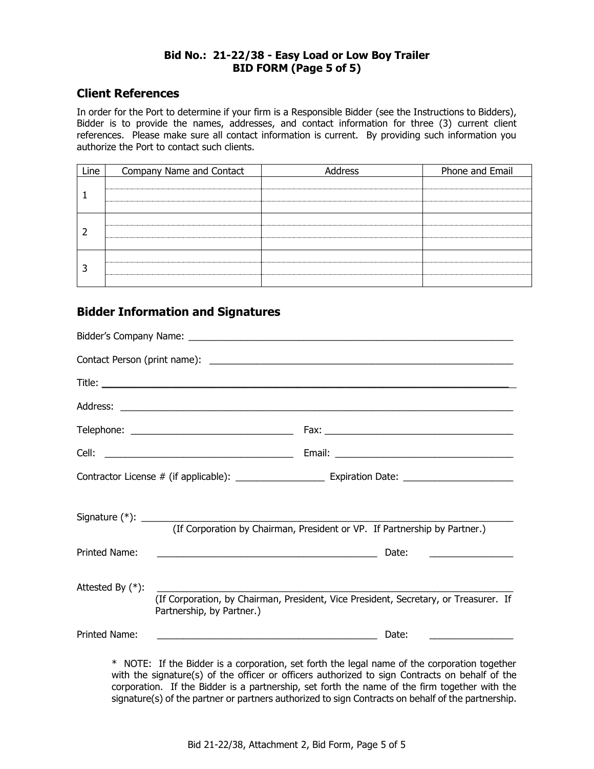**Bid No.: 21-22/38 - Easy Load or Low Boy Trailer**
**BID FORM (Page 5 of 5)**

## Client References

In order for the Port to determine if your firm is a Responsible Bidder (see the Instructions to Bidders), Bidder is to provide the names, addresses, and contact information for three (3) current client references. Please make sure all contact information is current. By providing such information you authorize the Port to contact such clients.

| Line | Company Name and Contact | Address | Phone and Email |
|---|---|---|---|
| 1 | | | |
| 2 | | | |
| 3 | | | |

## Bidder Information and Signatures

Bidder's Company Name: ___________________________________________________________

Contact Person (print name): ______________________________________________________

Title: ___________________________________________________________________________

Address: ________________________________________________________________________

Telephone: ______________________________ Fax: ___________________________________

Cell: ___________________________________ Email: _________________________________

Contractor License # (if applicable): _________________ Expiration Date: _____________________

Signature (*): ____________________________________________________________________
(If Corporation by Chairman, President or VP. If Partnership by Partner.)

Printed Name: __________________________________________ Date: ________________

Attested By (*): __________________________________________________________________
(If Corporation, by Chairman, President, Vice President, Secretary, or Treasurer. If Partnership, by Partner.)

Printed Name: __________________________________________ Date: ________________

\* NOTE: If the Bidder is a corporation, set forth the legal name of the corporation together with the signature(s) of the officer or officers authorized to sign Contracts on behalf of the corporation. If the Bidder is a partnership, set forth the name of the firm together with the signature(s) of the partner or partners authorized to sign Contracts on behalf of the partnership.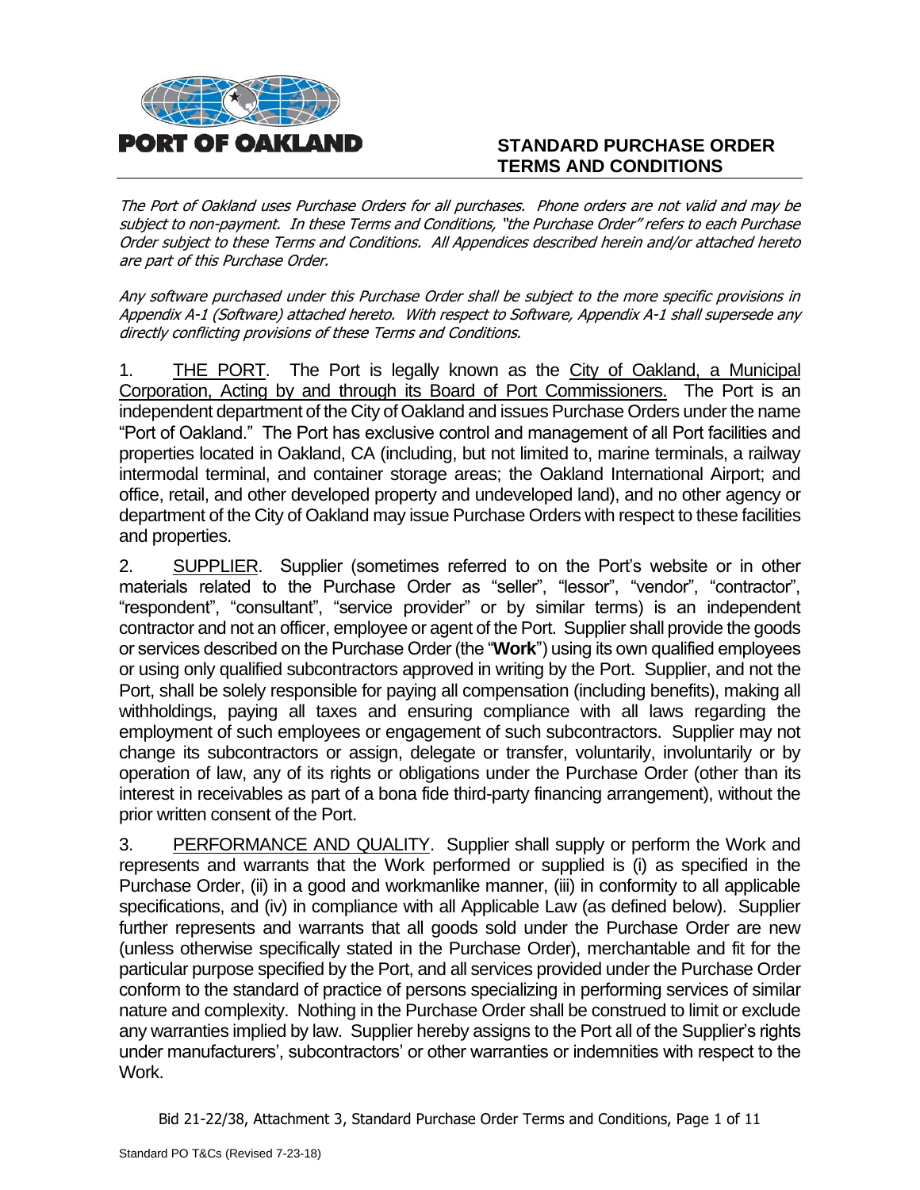**PORT OF OAKLAND**

# STANDARD PURCHASE ORDER TERMS AND CONDITIONS

*The Port of Oakland uses Purchase Orders for all purchases. Phone orders are not valid and may be subject to non-payment. In these Terms and Conditions, "the Purchase Order" refers to each Purchase Order subject to these Terms and Conditions. All Appendices described herein and/or attached hereto are part of this Purchase Order.*

*Any software purchased under this Purchase Order shall be subject to the more specific provisions in Appendix A-1 (Software) attached hereto. With respect to Software, Appendix A-1 shall supersede any directly conflicting provisions of these Terms and Conditions.*

1. THE PORT. The Port is legally known as the City of Oakland, a Municipal Corporation, Acting by and through its Board of Port Commissioners. The Port is an independent department of the City of Oakland and issues Purchase Orders under the name "Port of Oakland." The Port has exclusive control and management of all Port facilities and properties located in Oakland, CA (including, but not limited to, marine terminals, a railway intermodal terminal, and container storage areas; the Oakland International Airport; and office, retail, and other developed property and undeveloped land), and no other agency or department of the City of Oakland may issue Purchase Orders with respect to these facilities and properties.

2. SUPPLIER. Supplier (sometimes referred to on the Port's website or in other materials related to the Purchase Order as "seller", "lessor", "vendor", "contractor", "respondent", "consultant", "service provider" or by similar terms) is an independent contractor and not an officer, employee or agent of the Port. Supplier shall provide the goods or services described on the Purchase Order (the "**Work**") using its own qualified employees or using only qualified subcontractors approved in writing by the Port. Supplier, and not the Port, shall be solely responsible for paying all compensation (including benefits), making all withholdings, paying all taxes and ensuring compliance with all laws regarding the employment of such employees or engagement of such subcontractors. Supplier may not change its subcontractors or assign, delegate or transfer, voluntarily, involuntarily or by operation of law, any of its rights or obligations under the Purchase Order (other than its interest in receivables as part of a bona fide third-party financing arrangement), without the prior written consent of the Port.

3. PERFORMANCE AND QUALITY. Supplier shall supply or perform the Work and represents and warrants that the Work performed or supplied is (i) as specified in the Purchase Order, (ii) in a good and workmanlike manner, (iii) in conformity to all applicable specifications, and (iv) in compliance with all Applicable Law (as defined below). Supplier further represents and warrants that all goods sold under the Purchase Order are new (unless otherwise specifically stated in the Purchase Order), merchantable and fit for the particular purpose specified by the Port, and all services provided under the Purchase Order conform to the standard of practice of persons specializing in performing services of similar nature and complexity. Nothing in the Purchase Order shall be construed to limit or exclude any warranties implied by law. Supplier hereby assigns to the Port all of the Supplier's rights under manufacturers', subcontractors' or other warranties or indemnities with respect to the Work.

Bid 21-22/38, Attachment 3, Standard Purchase Order Terms and Conditions

Standard PO T&Cs (Revised 7-23-18)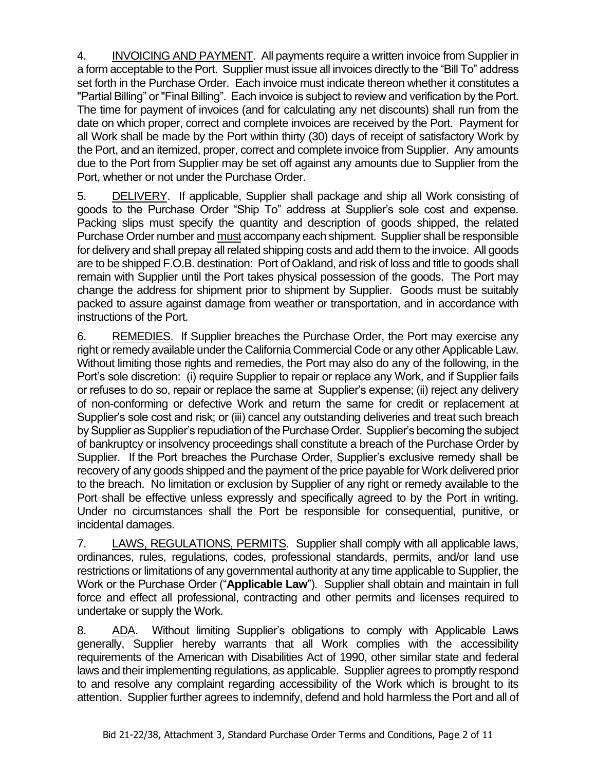4. INVOICING AND PAYMENT. All payments require a written invoice from Supplier in a form acceptable to the Port. Supplier must issue all invoices directly to the "Bill To" address set forth in the Purchase Order. Each invoice must indicate thereon whether it constitutes a "Partial Billing" or "Final Billing". Each invoice is subject to review and verification by the Port. The time for payment of invoices (and for calculating any net discounts) shall run from the date on which proper, correct and complete invoices are received by the Port. Payment for all Work shall be made by the Port within thirty (30) days of receipt of satisfactory Work by the Port, and an itemized, proper, correct and complete invoice from Supplier. Any amounts due to the Port from Supplier may be set off against any amounts due to Supplier from the Port, whether or not under the Purchase Order.

5. DELIVERY. If applicable, Supplier shall package and ship all Work consisting of goods to the Purchase Order "Ship To" address at Supplier's sole cost and expense. Packing slips must specify the quantity and description of goods shipped, the related Purchase Order number and must accompany each shipment. Supplier shall be responsible for delivery and shall prepay all related shipping costs and add them to the invoice. All goods are to be shipped F.O.B. destination: Port of Oakland, and risk of loss and title to goods shall remain with Supplier until the Port takes physical possession of the goods. The Port may change the address for shipment prior to shipment by Supplier. Goods must be suitably packed to assure against damage from weather or transportation, and in accordance with instructions of the Port.

6. REMEDIES. If Supplier breaches the Purchase Order, the Port may exercise any right or remedy available under the California Commercial Code or any other Applicable Law. Without limiting those rights and remedies, the Port may also do any of the following, in the Port's sole discretion: (i) require Supplier to repair or replace any Work, and if Supplier fails or refuses to do so, repair or replace the same at Supplier's expense; (ii) reject any delivery of non-conforming or defective Work and return the same for credit or replacement at Supplier's sole cost and risk; or (iii) cancel any outstanding deliveries and treat such breach by Supplier as Supplier's repudiation of the Purchase Order. Supplier's becoming the subject of bankruptcy or insolvency proceedings shall constitute a breach of the Purchase Order by Supplier. If the Port breaches the Purchase Order, Supplier's exclusive remedy shall be recovery of any goods shipped and the payment of the price payable for Work delivered prior to the breach. No limitation or exclusion by Supplier of any right or remedy available to the Port shall be effective unless expressly and specifically agreed to by the Port in writing. Under no circumstances shall the Port be responsible for consequential, punitive, or incidental damages.

7. LAWS, REGULATIONS, PERMITS. Supplier shall comply with all applicable laws, ordinances, rules, regulations, codes, professional standards, permits, and/or land use restrictions or limitations of any governmental authority at any time applicable to Supplier, the Work or the Purchase Order ("**Applicable Law**"). Supplier shall obtain and maintain in full force and effect all professional, contracting and other permits and licenses required to undertake or supply the Work.

8. ADA. Without limiting Supplier's obligations to comply with Applicable Laws generally, Supplier hereby warrants that all Work complies with the accessibility requirements of the American with Disabilities Act of 1990, other similar state and federal laws and their implementing regulations, as applicable. Supplier agrees to promptly respond to and resolve any complaint regarding accessibility of the Work which is brought to its attention. Supplier further agrees to indemnify, defend and hold harmless the Port and all of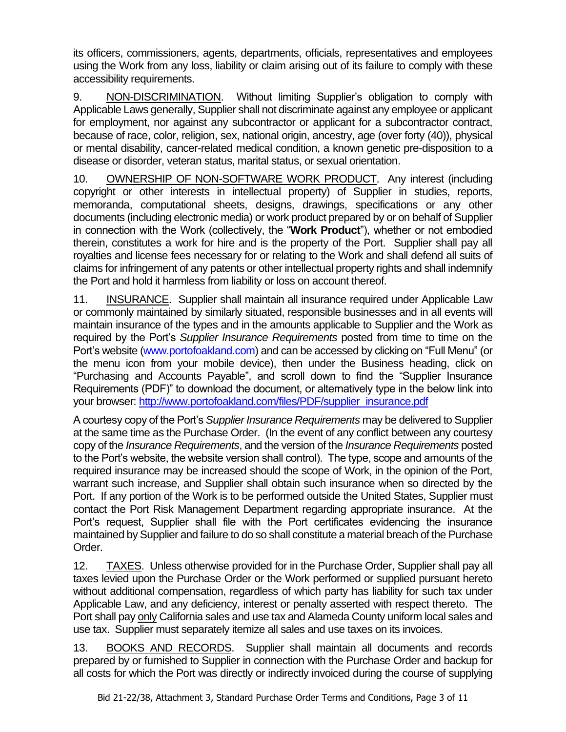its officers, commissioners, agents, departments, officials, representatives and employees using the Work from any loss, liability or claim arising out of its failure to comply with these accessibility requirements.

9. NON-DISCRIMINATION. Without limiting Supplier's obligation to comply with Applicable Laws generally, Supplier shall not discriminate against any employee or applicant for employment, nor against any subcontractor or applicant for a subcontractor contract, because of race, color, religion, sex, national origin, ancestry, age (over forty (40)), physical or mental disability, cancer-related medical condition, a known genetic pre-disposition to a disease or disorder, veteran status, marital status, or sexual orientation.

10. OWNERSHIP OF NON-SOFTWARE WORK PRODUCT. Any interest (including copyright or other interests in intellectual property) of Supplier in studies, reports, memoranda, computational sheets, designs, drawings, specifications or any other documents (including electronic media) or work product prepared by or on behalf of Supplier in connection with the Work (collectively, the "**Work Product**"), whether or not embodied therein, constitutes a work for hire and is the property of the Port. Supplier shall pay all royalties and license fees necessary for or relating to the Work and shall defend all suits of claims for infringement of any patents or other intellectual property rights and shall indemnify the Port and hold it harmless from liability or loss on account thereof.

11. INSURANCE. Supplier shall maintain all insurance required under Applicable Law or commonly maintained by similarly situated, responsible businesses and in all events will maintain insurance of the types and in the amounts applicable to Supplier and the Work as required by the Port's *Supplier Insurance Requirements* posted from time to time on the Port's website (www.portofoakland.com) and can be accessed by clicking on "Full Menu" (or the menu icon from your mobile device), then under the Business heading, click on "Purchasing and Accounts Payable", and scroll down to find the "Supplier Insurance Requirements (PDF)" to download the document, or alternatively type in the below link into your browser: http://www.portofoakland.com/files/PDF/supplier_insurance.pdf

A courtesy copy of the Port's *Supplier Insurance Requirements* may be delivered to Supplier at the same time as the Purchase Order. (In the event of any conflict between any courtesy copy of the *Insurance Requirements*, and the version of the *Insurance Requirements* posted to the Port's website, the website version shall control). The type, scope and amounts of the required insurance may be increased should the scope of Work, in the opinion of the Port, warrant such increase, and Supplier shall obtain such insurance when so directed by the Port. If any portion of the Work is to be performed outside the United States, Supplier must contact the Port Risk Management Department regarding appropriate insurance. At the Port's request, Supplier shall file with the Port certificates evidencing the insurance maintained by Supplier and failure to do so shall constitute a material breach of the Purchase Order.

12. TAXES. Unless otherwise provided for in the Purchase Order, Supplier shall pay all taxes levied upon the Purchase Order or the Work performed or supplied pursuant hereto without additional compensation, regardless of which party has liability for such tax under Applicable Law, and any deficiency, interest or penalty asserted with respect thereto. The Port shall pay only California sales and use tax and Alameda County uniform local sales and use tax. Supplier must separately itemize all sales and use taxes on its invoices.

13. BOOKS AND RECORDS. Supplier shall maintain all documents and records prepared by or furnished to Supplier in connection with the Purchase Order and backup for all costs for which the Port was directly or indirectly invoiced during the course of supplying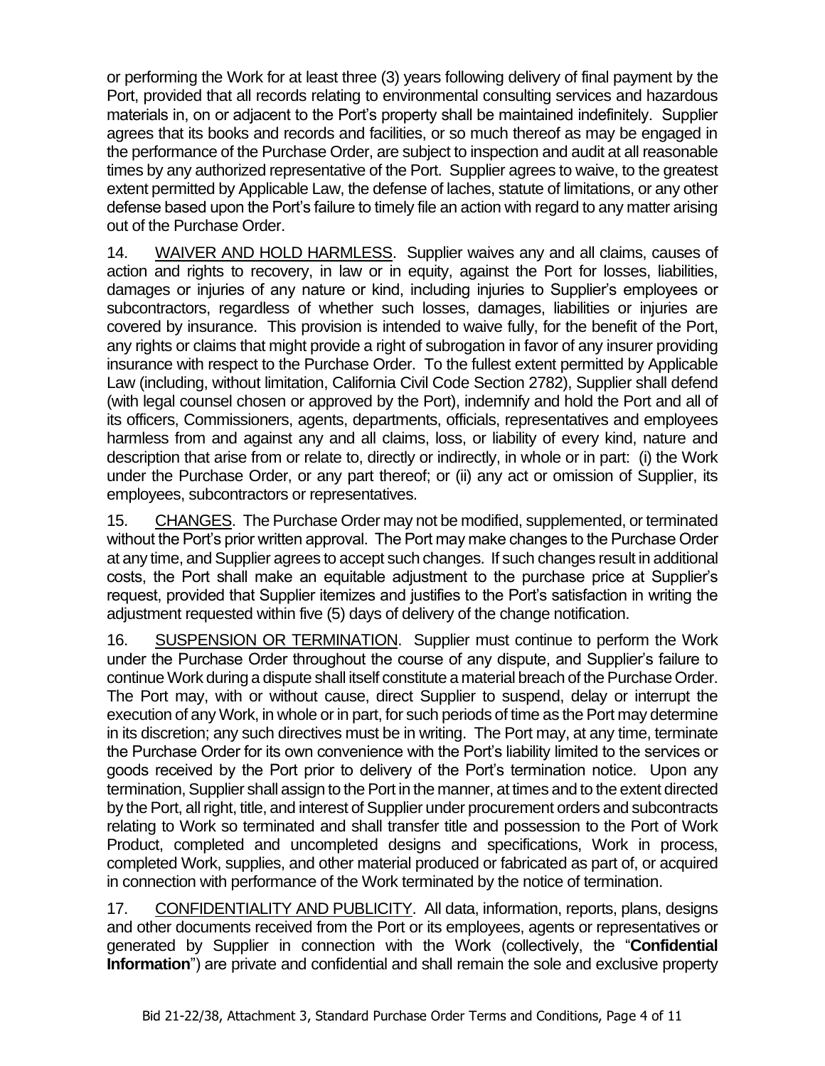or performing the Work for at least three (3) years following delivery of final payment by the Port, provided that all records relating to environmental consulting services and hazardous materials in, on or adjacent to the Port's property shall be maintained indefinitely. Supplier agrees that its books and records and facilities, or so much thereof as may be engaged in the performance of the Purchase Order, are subject to inspection and audit at all reasonable times by any authorized representative of the Port. Supplier agrees to waive, to the greatest extent permitted by Applicable Law, the defense of laches, statute of limitations, or any other defense based upon the Port's failure to timely file an action with regard to any matter arising out of the Purchase Order.

14. WAIVER AND HOLD HARMLESS. Supplier waives any and all claims, causes of action and rights to recovery, in law or in equity, against the Port for losses, liabilities, damages or injuries of any nature or kind, including injuries to Supplier's employees or subcontractors, regardless of whether such losses, damages, liabilities or injuries are covered by insurance. This provision is intended to waive fully, for the benefit of the Port, any rights or claims that might provide a right of subrogation in favor of any insurer providing insurance with respect to the Purchase Order. To the fullest extent permitted by Applicable Law (including, without limitation, California Civil Code Section 2782), Supplier shall defend (with legal counsel chosen or approved by the Port), indemnify and hold the Port and all of its officers, Commissioners, agents, departments, officials, representatives and employees harmless from and against any and all claims, loss, or liability of every kind, nature and description that arise from or relate to, directly or indirectly, in whole or in part: (i) the Work under the Purchase Order, or any part thereof; or (ii) any act or omission of Supplier, its employees, subcontractors or representatives.

15. CHANGES. The Purchase Order may not be modified, supplemented, or terminated without the Port's prior written approval. The Port may make changes to the Purchase Order at any time, and Supplier agrees to accept such changes. If such changes result in additional costs, the Port shall make an equitable adjustment to the purchase price at Supplier's request, provided that Supplier itemizes and justifies to the Port's satisfaction in writing the adjustment requested within five (5) days of delivery of the change notification.

16. SUSPENSION OR TERMINATION. Supplier must continue to perform the Work under the Purchase Order throughout the course of any dispute, and Supplier's failure to continue Work during a dispute shall itself constitute a material breach of the Purchase Order. The Port may, with or without cause, direct Supplier to suspend, delay or interrupt the execution of any Work, in whole or in part, for such periods of time as the Port may determine in its discretion; any such directives must be in writing. The Port may, at any time, terminate the Purchase Order for its own convenience with the Port's liability limited to the services or goods received by the Port prior to delivery of the Port's termination notice. Upon any termination, Supplier shall assign to the Port in the manner, at times and to the extent directed by the Port, all right, title, and interest of Supplier under procurement orders and subcontracts relating to Work so terminated and shall transfer title and possession to the Port of Work Product, completed and uncompleted designs and specifications, Work in process, completed Work, supplies, and other material produced or fabricated as part of, or acquired in connection with performance of the Work terminated by the notice of termination.

17. CONFIDENTIALITY AND PUBLICITY. All data, information, reports, plans, designs and other documents received from the Port or its employees, agents or representatives or generated by Supplier in connection with the Work (collectively, the "**Confidential Information**") are private and confidential and shall remain the sole and exclusive property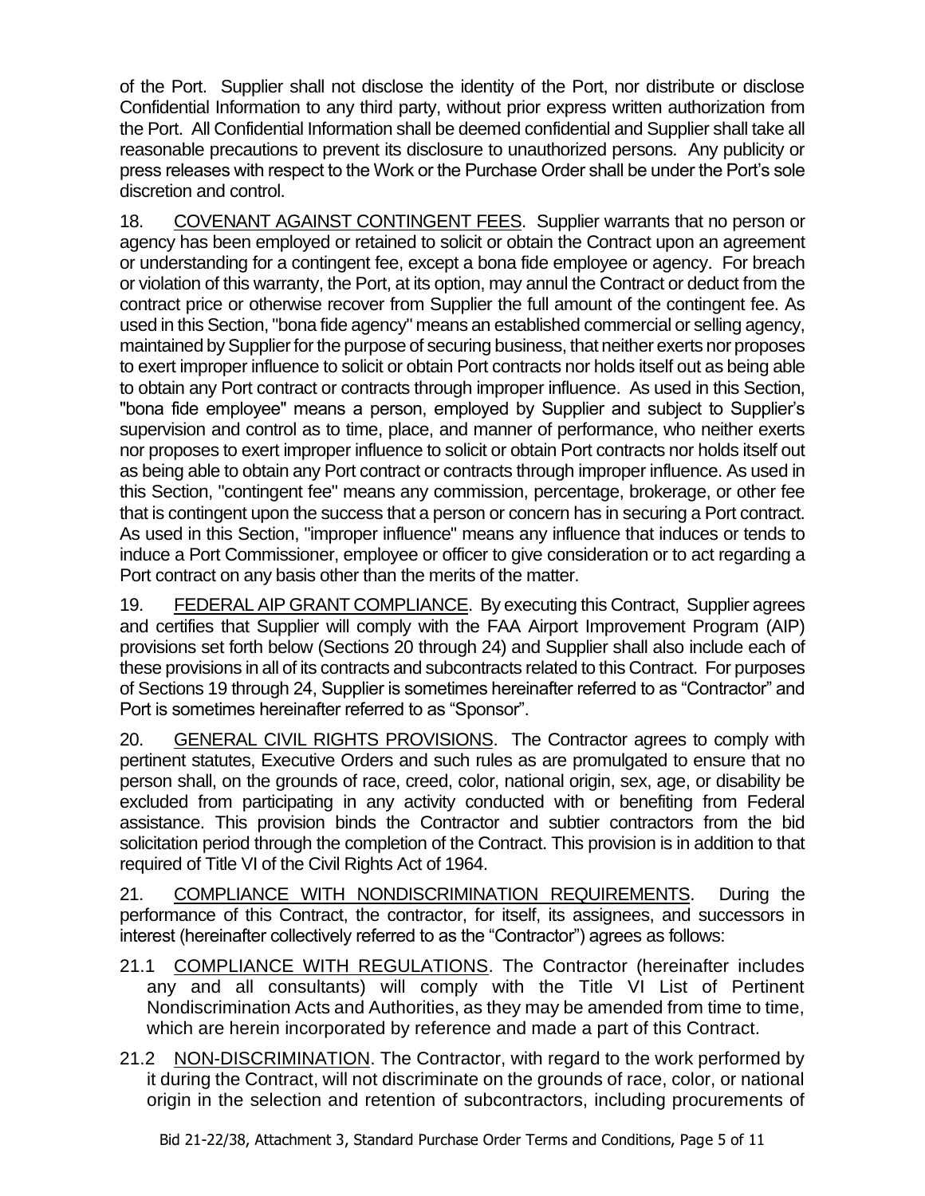of the Port. Supplier shall not disclose the identity of the Port, nor distribute or disclose Confidential Information to any third party, without prior express written authorization from the Port. All Confidential Information shall be deemed confidential and Supplier shall take all reasonable precautions to prevent its disclosure to unauthorized persons. Any publicity or press releases with respect to the Work or the Purchase Order shall be under the Port's sole discretion and control.

18. COVENANT AGAINST CONTINGENT FEES. Supplier warrants that no person or agency has been employed or retained to solicit or obtain the Contract upon an agreement or understanding for a contingent fee, except a bona fide employee or agency. For breach or violation of this warranty, the Port, at its option, may annul the Contract or deduct from the contract price or otherwise recover from Supplier the full amount of the contingent fee. As used in this Section, "bona fide agency" means an established commercial or selling agency, maintained by Supplier for the purpose of securing business, that neither exerts nor proposes to exert improper influence to solicit or obtain Port contracts nor holds itself out as being able to obtain any Port contract or contracts through improper influence. As used in this Section, "bona fide employee" means a person, employed by Supplier and subject to Supplier's supervision and control as to time, place, and manner of performance, who neither exerts nor proposes to exert improper influence to solicit or obtain Port contracts nor holds itself out as being able to obtain any Port contract or contracts through improper influence. As used in this Section, "contingent fee" means any commission, percentage, brokerage, or other fee that is contingent upon the success that a person or concern has in securing a Port contract. As used in this Section, "improper influence" means any influence that induces or tends to induce a Port Commissioner, employee or officer to give consideration or to act regarding a Port contract on any basis other than the merits of the matter.

19. FEDERAL AIP GRANT COMPLIANCE. By executing this Contract, Supplier agrees and certifies that Supplier will comply with the FAA Airport Improvement Program (AIP) provisions set forth below (Sections 20 through 24) and Supplier shall also include each of these provisions in all of its contracts and subcontracts related to this Contract. For purposes of Sections 19 through 24, Supplier is sometimes hereinafter referred to as "Contractor" and Port is sometimes hereinafter referred to as "Sponsor".

20. GENERAL CIVIL RIGHTS PROVISIONS. The Contractor agrees to comply with pertinent statutes, Executive Orders and such rules as are promulgated to ensure that no person shall, on the grounds of race, creed, color, national origin, sex, age, or disability be excluded from participating in any activity conducted with or benefiting from Federal assistance. This provision binds the Contractor and subtier contractors from the bid solicitation period through the completion of the Contract. This provision is in addition to that required of Title VI of the Civil Rights Act of 1964.

21. COMPLIANCE WITH NONDISCRIMINATION REQUIREMENTS. During the performance of this Contract, the contractor, for itself, its assignees, and successors in interest (hereinafter collectively referred to as the "Contractor") agrees as follows:

21.1 COMPLIANCE WITH REGULATIONS. The Contractor (hereinafter includes any and all consultants) will comply with the Title VI List of Pertinent Nondiscrimination Acts and Authorities, as they may be amended from time to time, which are herein incorporated by reference and made a part of this Contract.

21.2 NON-DISCRIMINATION. The Contractor, with regard to the work performed by it during the Contract, will not discriminate on the grounds of race, color, or national origin in the selection and retention of subcontractors, including procurements of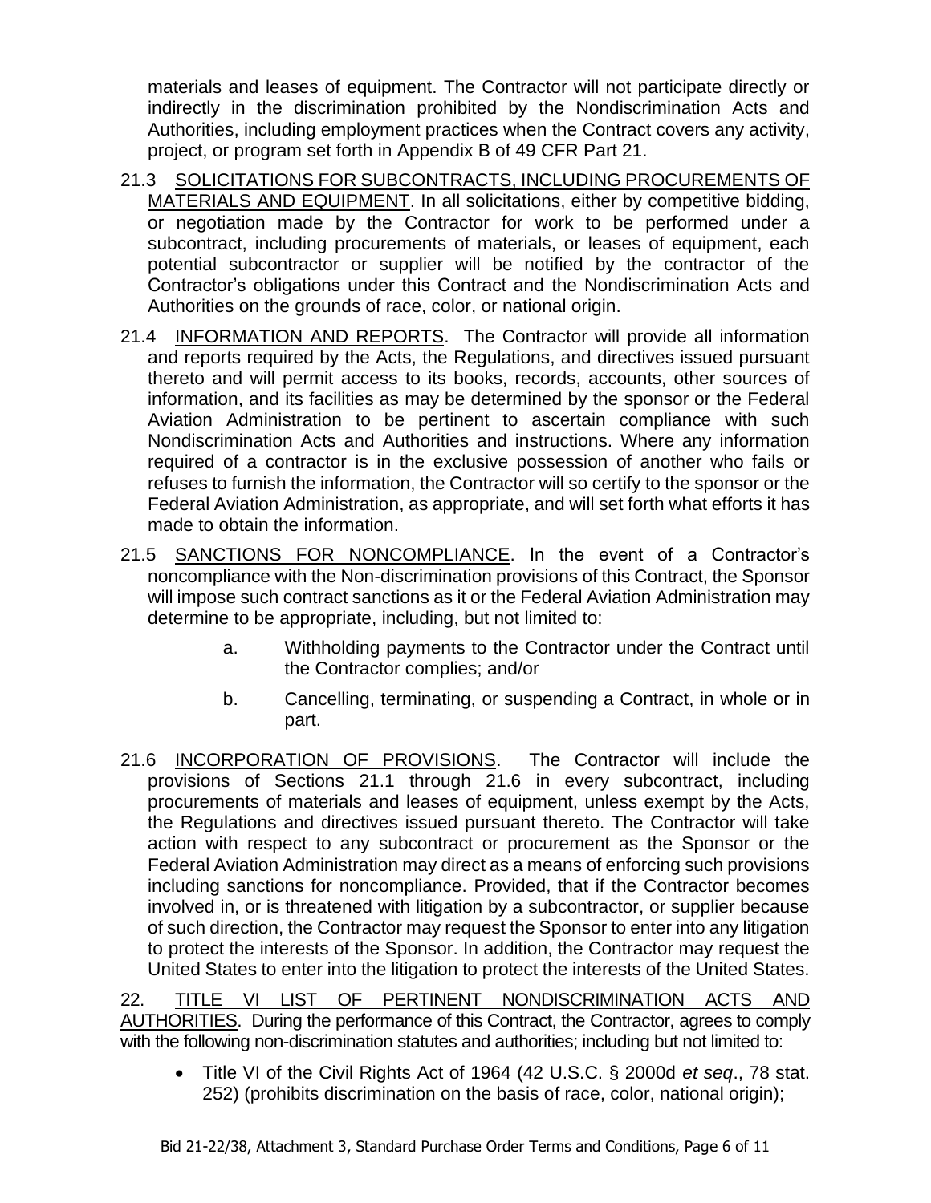materials and leases of equipment. The Contractor will not participate directly or indirectly in the discrimination prohibited by the Nondiscrimination Acts and Authorities, including employment practices when the Contract covers any activity, project, or program set forth in Appendix B of 49 CFR Part 21.

21.3 SOLICITATIONS FOR SUBCONTRACTS, INCLUDING PROCUREMENTS OF MATERIALS AND EQUIPMENT. In all solicitations, either by competitive bidding, or negotiation made by the Contractor for work to be performed under a subcontract, including procurements of materials, or leases of equipment, each potential subcontractor or supplier will be notified by the contractor of the Contractor's obligations under this Contract and the Nondiscrimination Acts and Authorities on the grounds of race, color, or national origin.

21.4 INFORMATION AND REPORTS. The Contractor will provide all information and reports required by the Acts, the Regulations, and directives issued pursuant thereto and will permit access to its books, records, accounts, other sources of information, and its facilities as may be determined by the sponsor or the Federal Aviation Administration to be pertinent to ascertain compliance with such Nondiscrimination Acts and Authorities and instructions. Where any information required of a contractor is in the exclusive possession of another who fails or refuses to furnish the information, the Contractor will so certify to the sponsor or the Federal Aviation Administration, as appropriate, and will set forth what efforts it has made to obtain the information.

21.5 SANCTIONS FOR NONCOMPLIANCE. In the event of a Contractor's noncompliance with the Non-discrimination provisions of this Contract, the Sponsor will impose such contract sanctions as it or the Federal Aviation Administration may determine to be appropriate, including, but not limited to:

a. Withholding payments to the Contractor under the Contract until the Contractor complies; and/or

b. Cancelling, terminating, or suspending a Contract, in whole or in part.

21.6 INCORPORATION OF PROVISIONS. The Contractor will include the provisions of Sections 21.1 through 21.6 in every subcontract, including procurements of materials and leases of equipment, unless exempt by the Acts, the Regulations and directives issued pursuant thereto. The Contractor will take action with respect to any subcontract or procurement as the Sponsor or the Federal Aviation Administration may direct as a means of enforcing such provisions including sanctions for noncompliance. Provided, that if the Contractor becomes involved in, or is threatened with litigation by a subcontractor, or supplier because of such direction, the Contractor may request the Sponsor to enter into any litigation to protect the interests of the Sponsor. In addition, the Contractor may request the United States to enter into the litigation to protect the interests of the United States.

22. TITLE VI LIST OF PERTINENT NONDISCRIMINATION ACTS AND AUTHORITIES. During the performance of this Contract, the Contractor, agrees to comply with the following non-discrimination statutes and authorities; including but not limited to:

- Title VI of the Civil Rights Act of 1964 (42 U.S.C. § 2000d *et seq*., 78 stat. 252) (prohibits discrimination on the basis of race, color, national origin);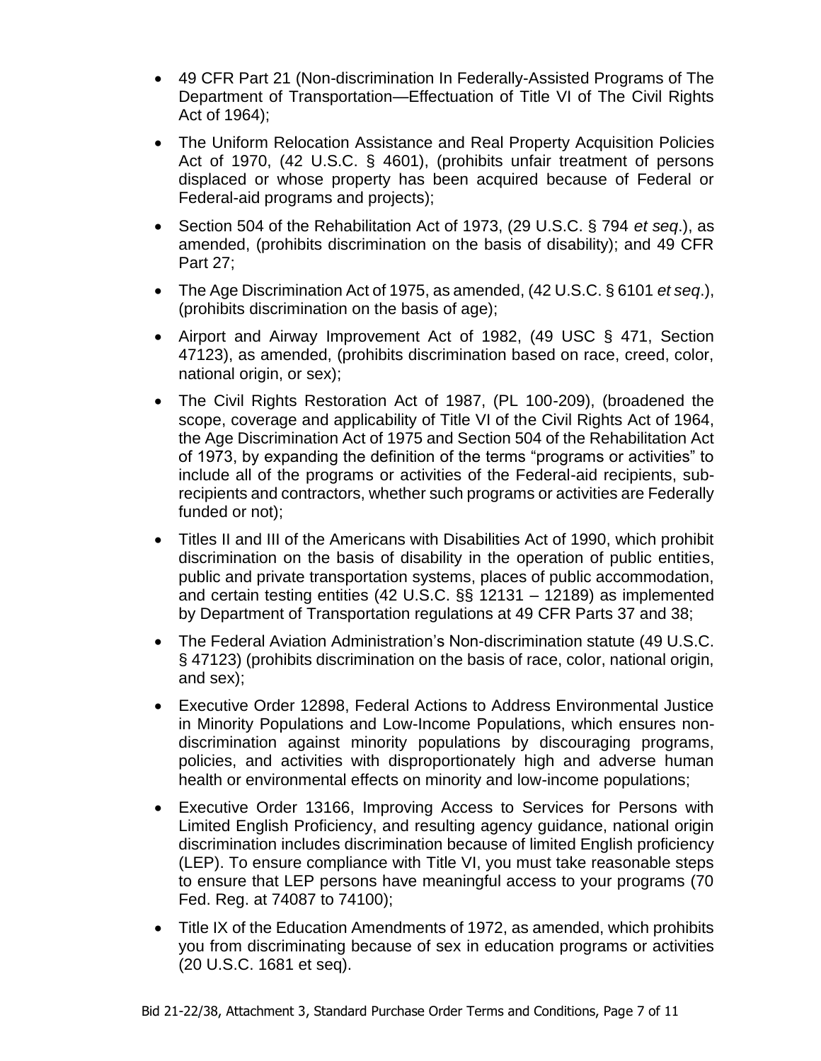- 49 CFR Part 21 (Non-discrimination In Federally-Assisted Programs of The Department of Transportation—Effectuation of Title VI of The Civil Rights Act of 1964);
- The Uniform Relocation Assistance and Real Property Acquisition Policies Act of 1970, (42 U.S.C. § 4601), (prohibits unfair treatment of persons displaced or whose property has been acquired because of Federal or Federal-aid programs and projects);
- Section 504 of the Rehabilitation Act of 1973, (29 U.S.C. § 794 *et seq*.), as amended, (prohibits discrimination on the basis of disability); and 49 CFR Part 27;
- The Age Discrimination Act of 1975, as amended, (42 U.S.C. § 6101 *et seq*.), (prohibits discrimination on the basis of age);
- Airport and Airway Improvement Act of 1982, (49 USC § 471, Section 47123), as amended, (prohibits discrimination based on race, creed, color, national origin, or sex);
- The Civil Rights Restoration Act of 1987, (PL 100-209), (broadened the scope, coverage and applicability of Title VI of the Civil Rights Act of 1964, the Age Discrimination Act of 1975 and Section 504 of the Rehabilitation Act of 1973, by expanding the definition of the terms "programs or activities" to include all of the programs or activities of the Federal-aid recipients, sub-recipients and contractors, whether such programs or activities are Federally funded or not);
- Titles II and III of the Americans with Disabilities Act of 1990, which prohibit discrimination on the basis of disability in the operation of public entities, public and private transportation systems, places of public accommodation, and certain testing entities (42 U.S.C. §§ 12131 – 12189) as implemented by Department of Transportation regulations at 49 CFR Parts 37 and 38;
- The Federal Aviation Administration's Non-discrimination statute (49 U.S.C. § 47123) (prohibits discrimination on the basis of race, color, national origin, and sex);
- Executive Order 12898, Federal Actions to Address Environmental Justice in Minority Populations and Low-Income Populations, which ensures non-discrimination against minority populations by discouraging programs, policies, and activities with disproportionately high and adverse human health or environmental effects on minority and low-income populations;
- Executive Order 13166, Improving Access to Services for Persons with Limited English Proficiency, and resulting agency guidance, national origin discrimination includes discrimination because of limited English proficiency (LEP). To ensure compliance with Title VI, you must take reasonable steps to ensure that LEP persons have meaningful access to your programs (70 Fed. Reg. at 74087 to 74100);
- Title IX of the Education Amendments of 1972, as amended, which prohibits you from discriminating because of sex in education programs or activities (20 U.S.C. 1681 et seq).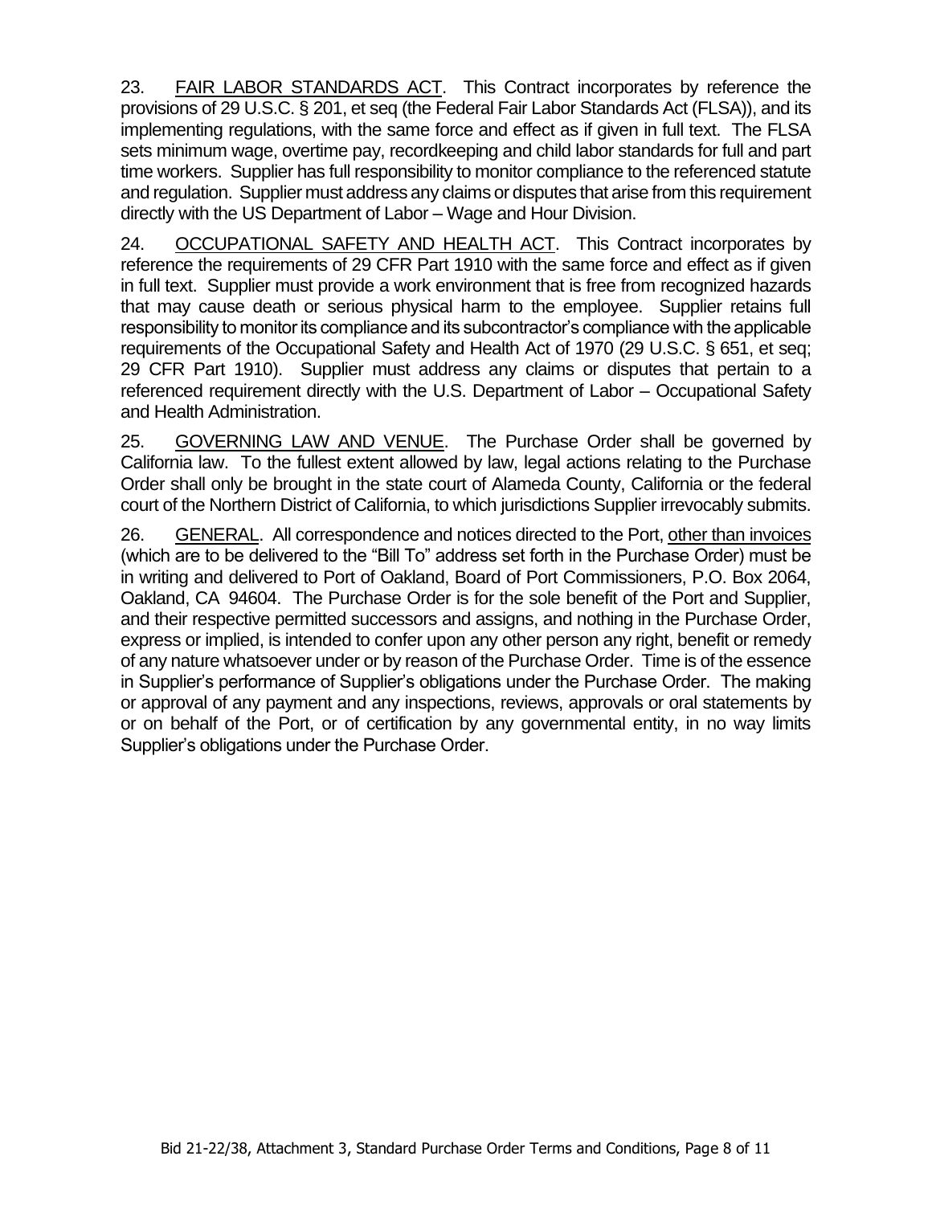23. <u>FAIR LABOR STANDARDS ACT</u>. This Contract incorporates by reference the provisions of 29 U.S.C. § 201, et seq (the Federal Fair Labor Standards Act (FLSA)), and its implementing regulations, with the same force and effect as if given in full text. The FLSA sets minimum wage, overtime pay, recordkeeping and child labor standards for full and part time workers. Supplier has full responsibility to monitor compliance to the referenced statute and regulation. Supplier must address any claims or disputes that arise from this requirement directly with the US Department of Labor – Wage and Hour Division.

24. <u>OCCUPATIONAL SAFETY AND HEALTH ACT</u>. This Contract incorporates by reference the requirements of 29 CFR Part 1910 with the same force and effect as if given in full text. Supplier must provide a work environment that is free from recognized hazards that may cause death or serious physical harm to the employee. Supplier retains full responsibility to monitor its compliance and its subcontractor's compliance with the applicable requirements of the Occupational Safety and Health Act of 1970 (29 U.S.C. § 651, et seq; 29 CFR Part 1910). Supplier must address any claims or disputes that pertain to a referenced requirement directly with the U.S. Department of Labor – Occupational Safety and Health Administration.

25. <u>GOVERNING LAW AND VENUE</u>. The Purchase Order shall be governed by California law. To the fullest extent allowed by law, legal actions relating to the Purchase Order shall only be brought in the state court of Alameda County, California or the federal court of the Northern District of California, to which jurisdictions Supplier irrevocably submits.

26. <u>GENERAL</u>. All correspondence and notices directed to the Port, <u>other than invoices</u> (which are to be delivered to the "Bill To" address set forth in the Purchase Order) must be in writing and delivered to Port of Oakland, Board of Port Commissioners, P.O. Box 2064, Oakland, CA 94604. The Purchase Order is for the sole benefit of the Port and Supplier, and their respective permitted successors and assigns, and nothing in the Purchase Order, express or implied, is intended to confer upon any other person any right, benefit or remedy of any nature whatsoever under or by reason of the Purchase Order. Time is of the essence in Supplier's performance of Supplier's obligations under the Purchase Order. The making or approval of any payment and any inspections, reviews, approvals or oral statements by or on behalf of the Port, or of certification by any governmental entity, in no way limits Supplier's obligations under the Purchase Order.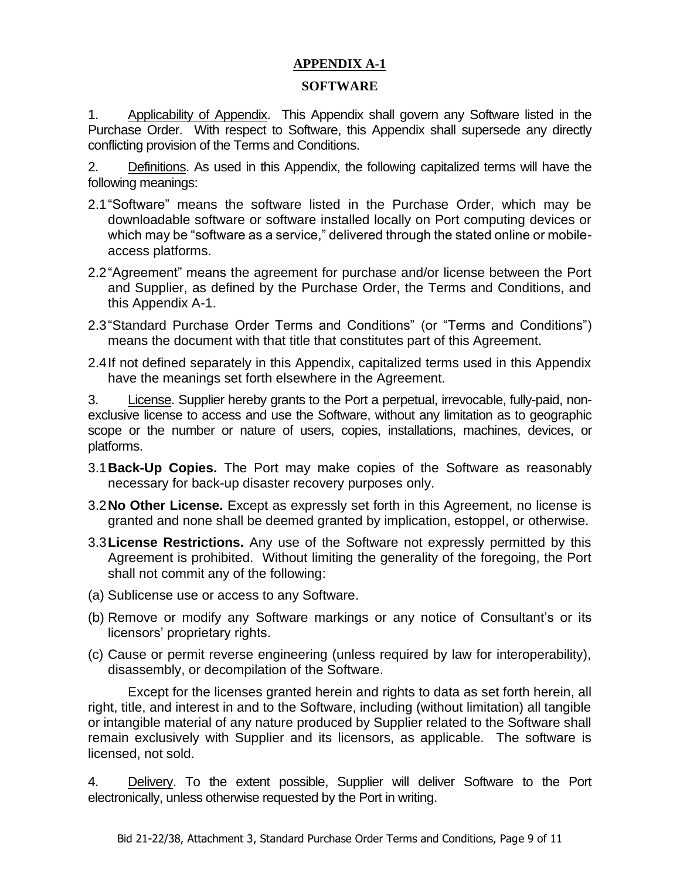# APPENDIX A-1

## SOFTWARE

1. Applicability of Appendix. This Appendix shall govern any Software listed in the Purchase Order. With respect to Software, this Appendix shall supersede any directly conflicting provision of the Terms and Conditions.

2. Definitions. As used in this Appendix, the following capitalized terms will have the following meanings:

2.1 "Software" means the software listed in the Purchase Order, which may be downloadable software or software installed locally on Port computing devices or which may be "software as a service," delivered through the stated online or mobile-access platforms.

2.2 "Agreement" means the agreement for purchase and/or license between the Port and Supplier, as defined by the Purchase Order, the Terms and Conditions, and this Appendix A-1.

2.3 "Standard Purchase Order Terms and Conditions" (or "Terms and Conditions") means the document with that title that constitutes part of this Agreement.

2.4 If not defined separately in this Appendix, capitalized terms used in this Appendix have the meanings set forth elsewhere in the Agreement.

3. License. Supplier hereby grants to the Port a perpetual, irrevocable, fully-paid, non-exclusive license to access and use the Software, without any limitation as to geographic scope or the number or nature of users, copies, installations, machines, devices, or platforms.

3.1 **Back-Up Copies.** The Port may make copies of the Software as reasonably necessary for back-up disaster recovery purposes only.

3.2 **No Other License.** Except as expressly set forth in this Agreement, no license is granted and none shall be deemed granted by implication, estoppel, or otherwise.

3.3 **License Restrictions.** Any use of the Software not expressly permitted by this Agreement is prohibited. Without limiting the generality of the foregoing, the Port shall not commit any of the following:

(a) Sublicense use or access to any Software.

(b) Remove or modify any Software markings or any notice of Consultant's or its licensors' proprietary rights.

(c) Cause or permit reverse engineering (unless required by law for interoperability), disassembly, or decompilation of the Software.

Except for the licenses granted herein and rights to data as set forth herein, all right, title, and interest in and to the Software, including (without limitation) all tangible or intangible material of any nature produced by Supplier related to the Software shall remain exclusively with Supplier and its licensors, as applicable. The software is licensed, not sold.

4. Delivery. To the extent possible, Supplier will deliver Software to the Port electronically, unless otherwise requested by the Port in writing.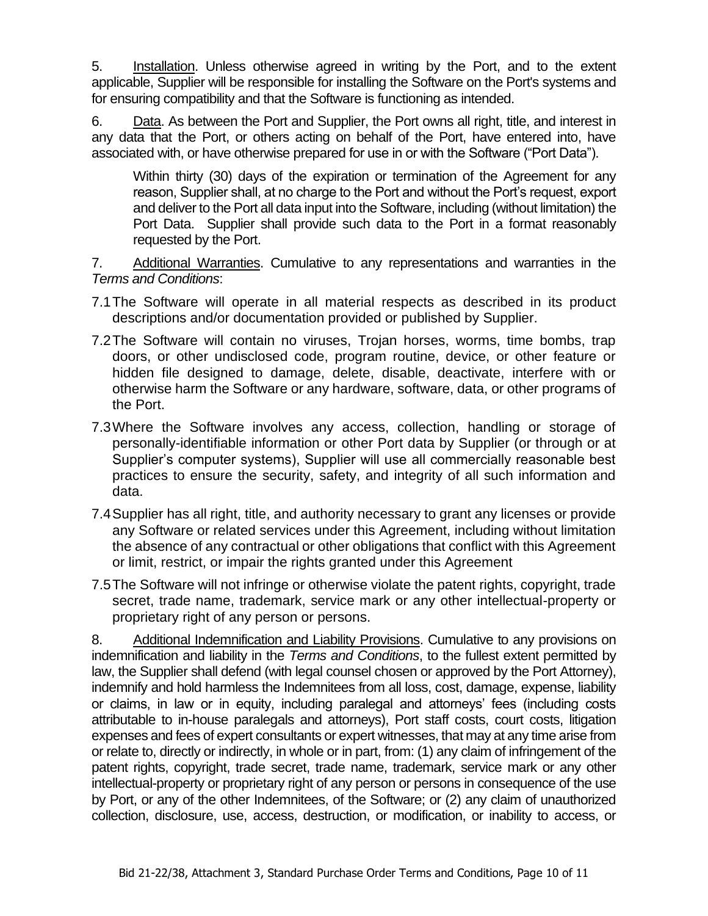5. Installation. Unless otherwise agreed in writing by the Port, and to the extent applicable, Supplier will be responsible for installing the Software on the Port's systems and for ensuring compatibility and that the Software is functioning as intended.

6. Data. As between the Port and Supplier, the Port owns all right, title, and interest in any data that the Port, or others acting on behalf of the Port, have entered into, have associated with, or have otherwise prepared for use in or with the Software ("Port Data").

> Within thirty (30) days of the expiration or termination of the Agreement for any reason, Supplier shall, at no charge to the Port and without the Port's request, export and deliver to the Port all data input into the Software, including (without limitation) the Port Data. Supplier shall provide such data to the Port in a format reasonably requested by the Port.

7. Additional Warranties. Cumulative to any representations and warranties in the *Terms and Conditions*:

7.1 The Software will operate in all material respects as described in its product descriptions and/or documentation provided or published by Supplier.

7.2 The Software will contain no viruses, Trojan horses, worms, time bombs, trap doors, or other undisclosed code, program routine, device, or other feature or hidden file designed to damage, delete, disable, deactivate, interfere with or otherwise harm the Software or any hardware, software, data, or other programs of the Port.

7.3 Where the Software involves any access, collection, handling or storage of personally-identifiable information or other Port data by Supplier (or through or at Supplier's computer systems), Supplier will use all commercially reasonable best practices to ensure the security, safety, and integrity of all such information and data.

7.4 Supplier has all right, title, and authority necessary to grant any licenses or provide any Software or related services under this Agreement, including without limitation the absence of any contractual or other obligations that conflict with this Agreement or limit, restrict, or impair the rights granted under this Agreement

7.5 The Software will not infringe or otherwise violate the patent rights, copyright, trade secret, trade name, trademark, service mark or any other intellectual-property or proprietary right of any person or persons.

8. Additional Indemnification and Liability Provisions. Cumulative to any provisions on indemnification and liability in the *Terms and Conditions*, to the fullest extent permitted by law, the Supplier shall defend (with legal counsel chosen or approved by the Port Attorney), indemnify and hold harmless the Indemnitees from all loss, cost, damage, expense, liability or claims, in law or in equity, including paralegal and attorneys' fees (including costs attributable to in-house paralegals and attorneys), Port staff costs, court costs, litigation expenses and fees of expert consultants or expert witnesses, that may at any time arise from or relate to, directly or indirectly, in whole or in part, from: (1) any claim of infringement of the patent rights, copyright, trade secret, trade name, trademark, service mark or any other intellectual-property or proprietary right of any person or persons in consequence of the use by Port, or any of the other Indemnitees, of the Software; or (2) any claim of unauthorized collection, disclosure, use, access, destruction, or modification, or inability to access, or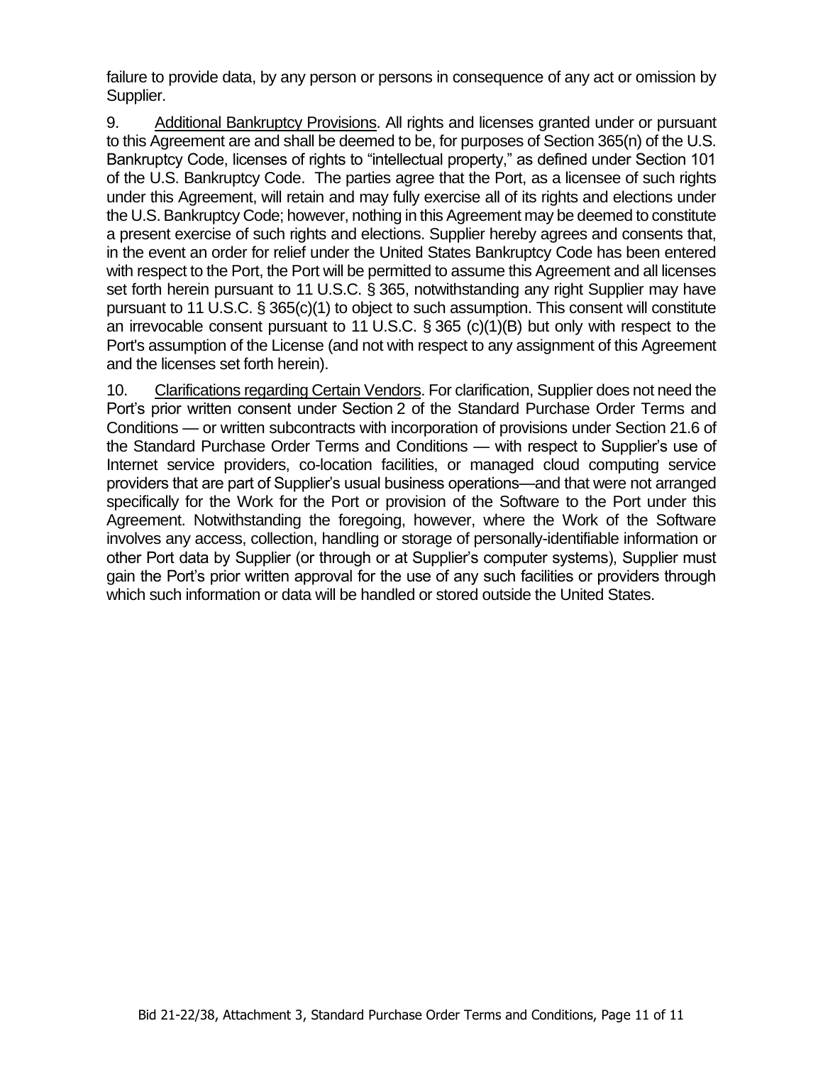failure to provide data, by any person or persons in consequence of any act or omission by Supplier.

9. Additional Bankruptcy Provisions. All rights and licenses granted under or pursuant to this Agreement are and shall be deemed to be, for purposes of Section 365(n) of the U.S. Bankruptcy Code, licenses of rights to "intellectual property," as defined under Section 101 of the U.S. Bankruptcy Code. The parties agree that the Port, as a licensee of such rights under this Agreement, will retain and may fully exercise all of its rights and elections under the U.S. Bankruptcy Code; however, nothing in this Agreement may be deemed to constitute a present exercise of such rights and elections. Supplier hereby agrees and consents that, in the event an order for relief under the United States Bankruptcy Code has been entered with respect to the Port, the Port will be permitted to assume this Agreement and all licenses set forth herein pursuant to 11 U.S.C. § 365, notwithstanding any right Supplier may have pursuant to 11 U.S.C. § 365(c)(1) to object to such assumption. This consent will constitute an irrevocable consent pursuant to 11 U.S.C. § 365 (c)(1)(B) but only with respect to the Port's assumption of the License (and not with respect to any assignment of this Agreement and the licenses set forth herein).

10. Clarifications regarding Certain Vendors. For clarification, Supplier does not need the Port's prior written consent under Section 2 of the Standard Purchase Order Terms and Conditions — or written subcontracts with incorporation of provisions under Section 21.6 of the Standard Purchase Order Terms and Conditions — with respect to Supplier's use of Internet service providers, co-location facilities, or managed cloud computing service providers that are part of Supplier's usual business operations—and that were not arranged specifically for the Work for the Port or provision of the Software to the Port under this Agreement. Notwithstanding the foregoing, however, where the Work of the Software involves any access, collection, handling or storage of personally-identifiable information or other Port data by Supplier (or through or at Supplier's computer systems), Supplier must gain the Port's prior written approval for the use of any such facilities or providers through which such information or data will be handled or stored outside the United States.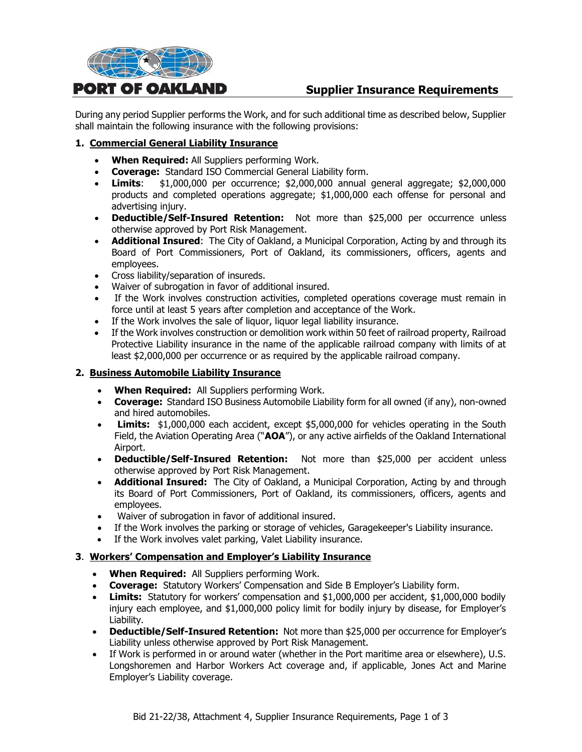PORT OF OAKLAND

# Supplier Insurance Requirements

During any period Supplier performs the Work, and for such additional time as described below, Supplier shall maintain the following insurance with the following provisions:

## 1. Commercial General Liability Insurance

- **When Required:** All Suppliers performing Work.
- **Coverage:** Standard ISO Commercial General Liability form.
- **Limits**: $1,000,000 per occurrence; $2,000,000 annual general aggregate; $2,000,000 products and completed operations aggregate; $1,000,000 each offense for personal and advertising injury.
- **Deductible/Self-Insured Retention:** Not more than $25,000 per occurrence unless otherwise approved by Port Risk Management.
- **Additional Insured**: The City of Oakland, a Municipal Corporation, Acting by and through its Board of Port Commissioners, Port of Oakland, its commissioners, officers, agents and employees.
- Cross liability/separation of insureds.
- Waiver of subrogation in favor of additional insured.
- If the Work involves construction activities, completed operations coverage must remain in force until at least 5 years after completion and acceptance of the Work.
- If the Work involves the sale of liquor, liquor legal liability insurance.
- If the Work involves construction or demolition work within 50 feet of railroad property, Railroad Protective Liability insurance in the name of the applicable railroad company with limits of at least $2,000,000 per occurrence or as required by the applicable railroad company.

## 2. Business Automobile Liability Insurance

- **When Required:** All Suppliers performing Work.
- **Coverage:** Standard ISO Business Automobile Liability form for all owned (if any), non-owned and hired automobiles.
- **Limits:** $1,000,000 each accident, except $5,000,000 for vehicles operating in the South Field, the Aviation Operating Area ("**AOA**"), or any active airfields of the Oakland International Airport.
- **Deductible/Self-Insured Retention:** Not more than $25,000 per accident unless otherwise approved by Port Risk Management.
- **Additional Insured:** The City of Oakland, a Municipal Corporation, Acting by and through its Board of Port Commissioners, Port of Oakland, its commissioners, officers, agents and employees.
- Waiver of subrogation in favor of additional insured.
- If the Work involves the parking or storage of vehicles, Garagekeeper's Liability insurance.
- If the Work involves valet parking, Valet Liability insurance.

## 3. Workers' Compensation and Employer's Liability Insurance

- **When Required:** All Suppliers performing Work.
- **Coverage:** Statutory Workers' Compensation and Side B Employer's Liability form.
- **Limits:** Statutory for workers' compensation and $1,000,000 per accident, $1,000,000 bodily injury each employee, and $1,000,000 policy limit for bodily injury by disease, for Employer's Liability.
- **Deductible/Self-Insured Retention:** Not more than $25,000 per occurrence for Employer's Liability unless otherwise approved by Port Risk Management.
- If Work is performed in or around water (whether in the Port maritime area or elsewhere), U.S. Longshoremen and Harbor Workers Act coverage and, if applicable, Jones Act and Marine Employer's Liability coverage.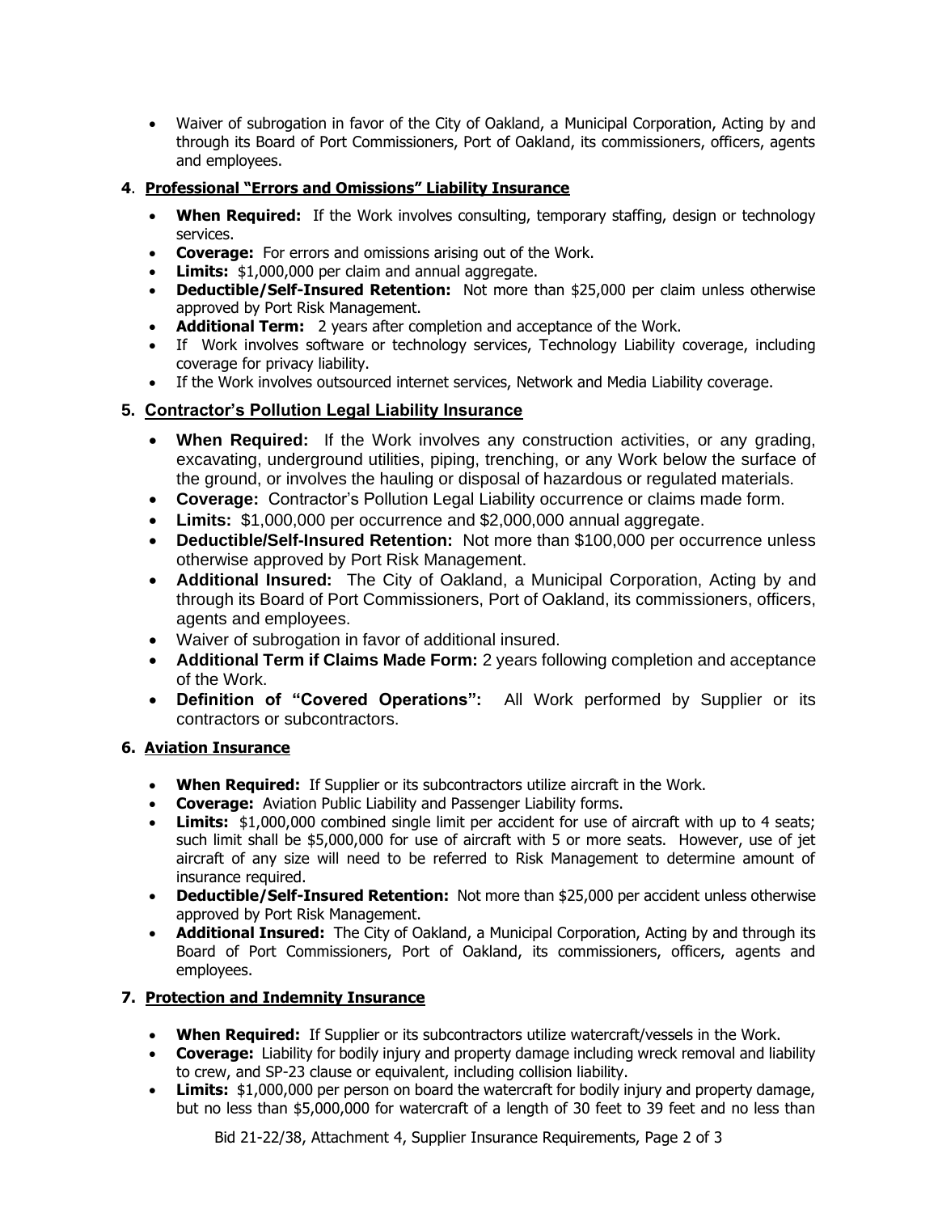- Waiver of subrogation in favor of the City of Oakland, a Municipal Corporation, Acting by and through its Board of Port Commissioners, Port of Oakland, its commissioners, officers, agents and employees.

## 4. Professional "Errors and Omissions" Liability Insurance

- **When Required:** If the Work involves consulting, temporary staffing, design or technology services.
- **Coverage:** For errors and omissions arising out of the Work.
- **Limits:** $1,000,000 per claim and annual aggregate.
- **Deductible/Self-Insured Retention:** Not more than $25,000 per claim unless otherwise approved by Port Risk Management.
- **Additional Term:** 2 years after completion and acceptance of the Work.
- If Work involves software or technology services, Technology Liability coverage, including coverage for privacy liability.
- If the Work involves outsourced internet services, Network and Media Liability coverage.

## 5. Contractor's Pollution Legal Liability Insurance

- **When Required:** If the Work involves any construction activities, or any grading, excavating, underground utilities, piping, trenching, or any Work below the surface of the ground, or involves the hauling or disposal of hazardous or regulated materials.
- **Coverage:** Contractor's Pollution Legal Liability occurrence or claims made form.
- **Limits:** $1,000,000 per occurrence and $2,000,000 annual aggregate.
- **Deductible/Self-Insured Retention:** Not more than $100,000 per occurrence unless otherwise approved by Port Risk Management.
- **Additional Insured:** The City of Oakland, a Municipal Corporation, Acting by and through its Board of Port Commissioners, Port of Oakland, its commissioners, officers, agents and employees.
- Waiver of subrogation in favor of additional insured.
- **Additional Term if Claims Made Form:** 2 years following completion and acceptance of the Work.
- **Definition of "Covered Operations":** All Work performed by Supplier or its contractors or subcontractors.

## 6. Aviation Insurance

- **When Required:** If Supplier or its subcontractors utilize aircraft in the Work.
- **Coverage:** Aviation Public Liability and Passenger Liability forms.
- **Limits:** $1,000,000 combined single limit per accident for use of aircraft with up to 4 seats; such limit shall be $5,000,000 for use of aircraft with 5 or more seats. However, use of jet aircraft of any size will need to be referred to Risk Management to determine amount of insurance required.
- **Deductible/Self-Insured Retention:** Not more than $25,000 per accident unless otherwise approved by Port Risk Management.
- **Additional Insured:** The City of Oakland, a Municipal Corporation, Acting by and through its Board of Port Commissioners, Port of Oakland, its commissioners, officers, agents and employees.

## 7. Protection and Indemnity Insurance

- **When Required:** If Supplier or its subcontractors utilize watercraft/vessels in the Work.
- **Coverage:** Liability for bodily injury and property damage including wreck removal and liability to crew, and SP-23 clause or equivalent, including collision liability.
- **Limits:** $1,000,000 per person on board the watercraft for bodily injury and property damage, but no less than $5,000,000 for watercraft of a length of 30 feet to 39 feet and no less than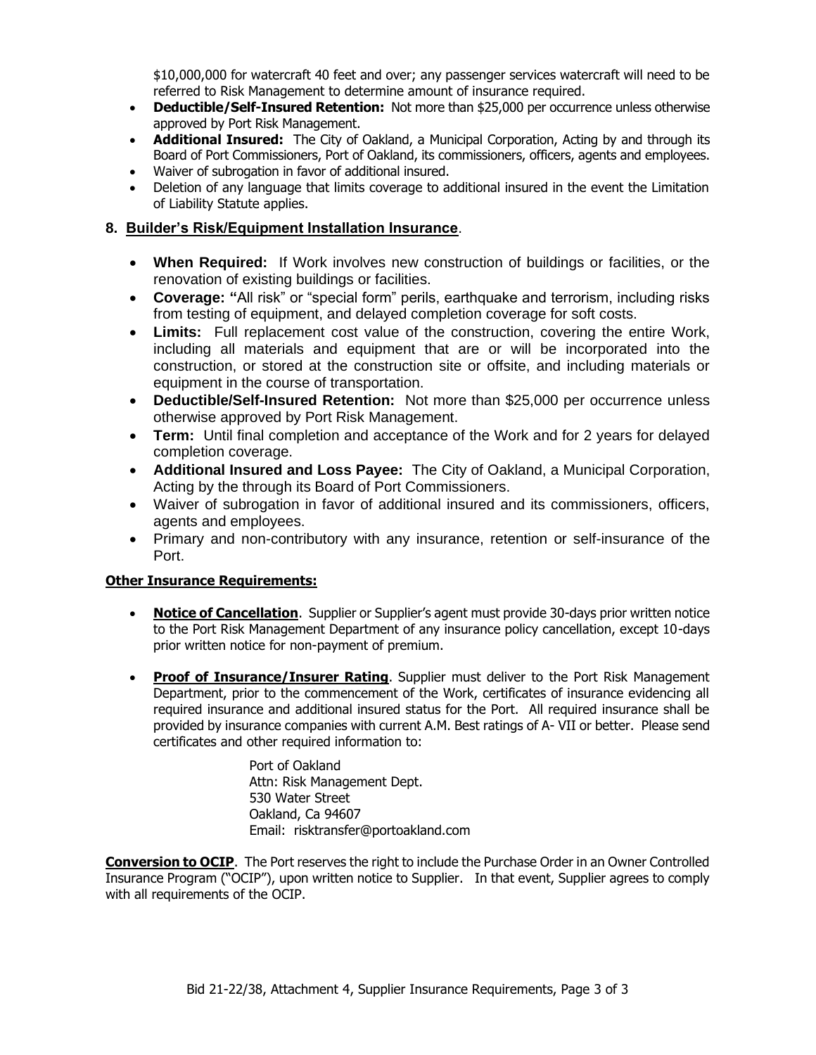$10,000,000 for watercraft 40 feet and over; any passenger services watercraft will need to be referred to Risk Management to determine amount of insurance required.

- **Deductible/Self-Insured Retention:** Not more than $25,000 per occurrence unless otherwise approved by Port Risk Management.
- **Additional Insured:** The City of Oakland, a Municipal Corporation, Acting by and through its Board of Port Commissioners, Port of Oakland, its commissioners, officers, agents and employees.
- Waiver of subrogation in favor of additional insured.
- Deletion of any language that limits coverage to additional insured in the event the Limitation of Liability Statute applies.

## 8. Builder's Risk/Equipment Installation Insurance.

- **When Required:** If Work involves new construction of buildings or facilities, or the renovation of existing buildings or facilities.
- **Coverage: "**All risk" or "special form" perils, earthquake and terrorism, including risks from testing of equipment, and delayed completion coverage for soft costs.
- **Limits:** Full replacement cost value of the construction, covering the entire Work, including all materials and equipment that are or will be incorporated into the construction, or stored at the construction site or offsite, and including materials or equipment in the course of transportation.
- **Deductible/Self-Insured Retention:** Not more than $25,000 per occurrence unless otherwise approved by Port Risk Management.
- **Term:** Until final completion and acceptance of the Work and for 2 years for delayed completion coverage.
- **Additional Insured and Loss Payee:** The City of Oakland, a Municipal Corporation, Acting by the through its Board of Port Commissioners.
- Waiver of subrogation in favor of additional insured and its commissioners, officers, agents and employees.
- Primary and non-contributory with any insurance, retention or self-insurance of the Port.

**Other Insurance Requirements:**

- **Notice of Cancellation**. Supplier or Supplier's agent must provide 30-days prior written notice to the Port Risk Management Department of any insurance policy cancellation, except 10-days prior written notice for non-payment of premium.
- **Proof of Insurance/Insurer Rating**. Supplier must deliver to the Port Risk Management Department, prior to the commencement of the Work, certificates of insurance evidencing all required insurance and additional insured status for the Port. All required insurance shall be provided by insurance companies with current A.M. Best ratings of A- VII or better. Please send certificates and other required information to:

  Port of Oakland
  Attn: Risk Management Dept.
  530 Water Street
  Oakland, Ca 94607
  Email: risktransfer@portoakland.com

**Conversion to OCIP**. The Port reserves the right to include the Purchase Order in an Owner Controlled Insurance Program ("OCIP"), upon written notice to Supplier. In that event, Supplier agrees to comply with all requirements of the OCIP.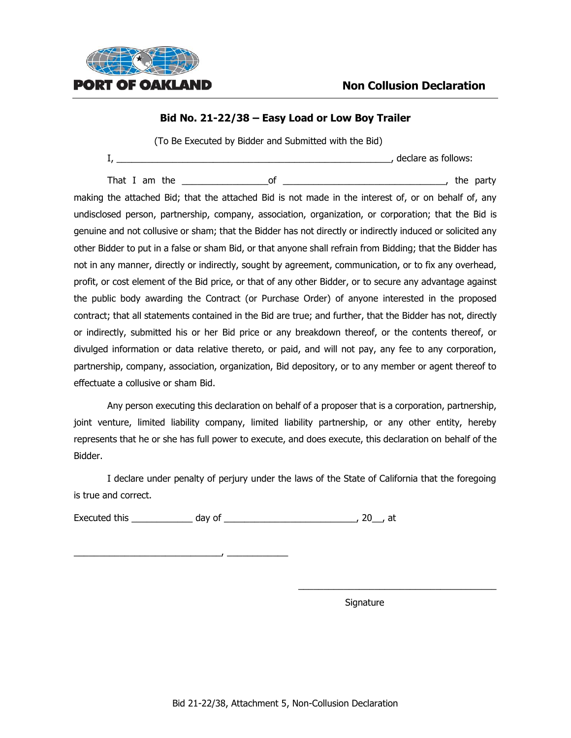PORT OF OAKLAND

# Non Collusion Declaration

## Bid No. 21-22/38 – Easy Load or Low Boy Trailer

(To Be Executed by Bidder and Submitted with the Bid)

I, ______________________________________________________, declare as follows:

That I am the ________________of _______________________________, the party making the attached Bid; that the attached Bid is not made in the interest of, or on behalf of, any undisclosed person, partnership, company, association, organization, or corporation; that the Bid is genuine and not collusive or sham; that the Bidder has not directly or indirectly induced or solicited any other Bidder to put in a false or sham Bid, or that anyone shall refrain from Bidding; that the Bidder has not in any manner, directly or indirectly, sought by agreement, communication, or to fix any overhead, profit, or cost element of the Bid price, or that of any other Bidder, or to secure any advantage against the public body awarding the Contract (or Purchase Order) of anyone interested in the proposed contract; that all statements contained in the Bid are true; and further, that the Bidder has not, directly or indirectly, submitted his or her Bid price or any breakdown thereof, or the contents thereof, or divulged information or data relative thereto, or paid, and will not pay, any fee to any corporation, partnership, company, association, organization, Bid depository, or to any member or agent thereof to effectuate a collusive or sham Bid.

Any person executing this declaration on behalf of a proposer that is a corporation, partnership, joint venture, limited liability company, limited liability partnership, or any other entity, hereby represents that he or she has full power to execute, and does execute, this declaration on behalf of the Bidder.

I declare under penalty of perjury under the laws of the State of California that the foregoing is true and correct.

Executed this ____________ day of _________________________, 20__, at

_____________________________, ____________

_________________________________________

Signature

Bid 21-22/38, Attachment 5, Non-Collusion Declaration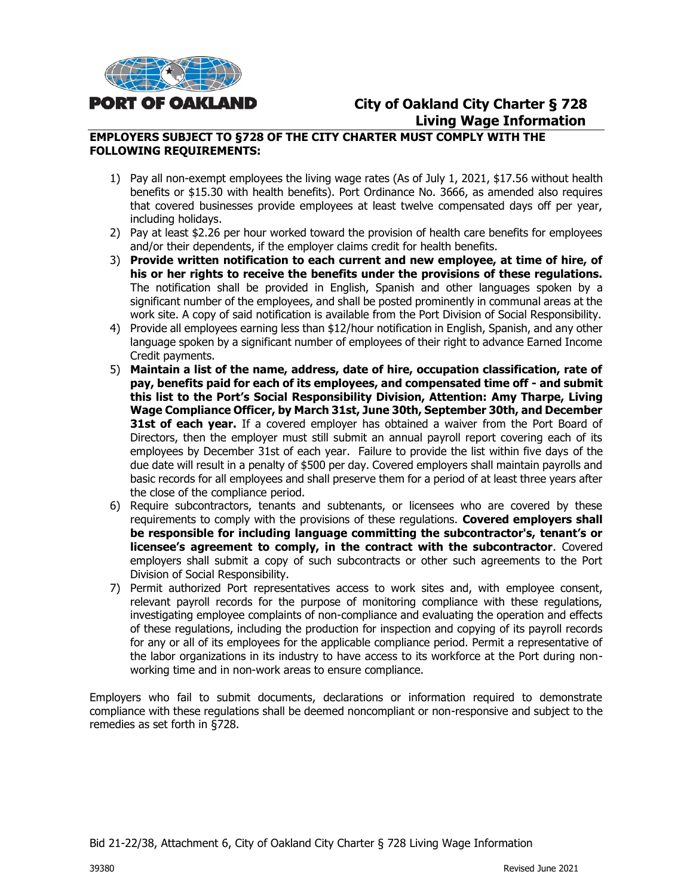PORT OF OAKLAND

# City of Oakland City Charter § 728 Living Wage Information

**EMPLOYERS SUBJECT TO §728 OF THE CITY CHARTER MUST COMPLY WITH THE FOLLOWING REQUIREMENTS:**

1) Pay all non-exempt employees the living wage rates (As of July 1, 2021, $17.56 without health benefits or $15.30 with health benefits). Port Ordinance No. 3666, as amended also requires that covered businesses provide employees at least twelve compensated days off per year, including holidays.
2) Pay at least $2.26 per hour worked toward the provision of health care benefits for employees and/or their dependents, if the employer claims credit for health benefits.
3) **Provide written notification to each current and new employee, at time of hire, of his or her rights to receive the benefits under the provisions of these regulations.** The notification shall be provided in English, Spanish and other languages spoken by a significant number of the employees, and shall be posted prominently in communal areas at the work site. A copy of said notification is available from the Port Division of Social Responsibility.
4) Provide all employees earning less than $12/hour notification in English, Spanish, and any other language spoken by a significant number of employees of their right to advance Earned Income Credit payments.
5) **Maintain a list of the name, address, date of hire, occupation classification, rate of pay, benefits paid for each of its employees, and compensated time off - and submit this list to the Port's Social Responsibility Division, Attention: Amy Tharpe, Living Wage Compliance Officer, by March 31st, June 30th, September 30th, and December 31st of each year.** If a covered employer has obtained a waiver from the Port Board of Directors, then the employer must still submit an annual payroll report covering each of its employees by December 31st of each year. Failure to provide the list within five days of the due date will result in a penalty of $500 per day. Covered employers shall maintain payrolls and basic records for all employees and shall preserve them for a period of at least three years after the close of the compliance period.
6) Require subcontractors, tenants and subtenants, or licensees who are covered by these requirements to comply with the provisions of these regulations. **Covered employers shall be responsible for including language committing the subcontractor's, tenant's or licensee's agreement to comply, in the contract with the subcontractor**. Covered employers shall submit a copy of such subcontracts or other such agreements to the Port Division of Social Responsibility.
7) Permit authorized Port representatives access to work sites and, with employee consent, relevant payroll records for the purpose of monitoring compliance with these regulations, investigating employee complaints of non-compliance and evaluating the operation and effects of these regulations, including the production for inspection and copying of its payroll records for any or all of its employees for the applicable compliance period. Permit a representative of the labor organizations in its industry to have access to its workforce at the Port during non-working time and in non-work areas to ensure compliance.

Employers who fail to submit documents, declarations or information required to demonstrate compliance with these regulations shall be deemed noncompliant or non-responsive and subject to the remedies as set forth in §728.

Bid 21-22/38, Attachment 6, City of Oakland City Charter § 728 Living Wage Information

39380 Revised June 2021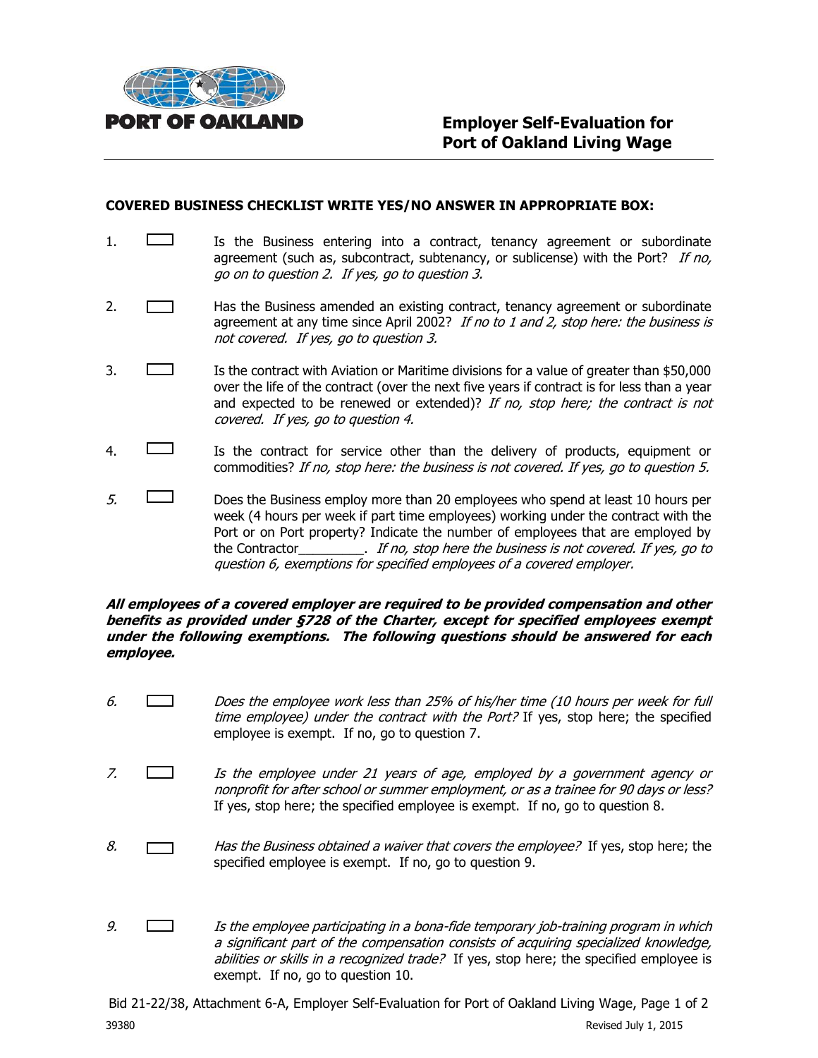PORT OF OAKLAND

# Employer Self-Evaluation for Port of Oakland Living Wage

**COVERED BUSINESS CHECKLIST WRITE YES/NO ANSWER IN APPROPRIATE BOX:**

1. ☐ Is the Business entering into a contract, tenancy agreement or subordinate agreement (such as, subcontract, subtenancy, or sublicense) with the Port? *If no, go on to question 2. If yes, go to question 3.*

2. ☐ Has the Business amended an existing contract, tenancy agreement or subordinate agreement at any time since April 2002? *If no to 1 and 2, stop here: the business is not covered. If yes, go to question 3.*

3. ☐ Is the contract with Aviation or Maritime divisions for a value of greater than $50,000 over the life of the contract (over the next five years if contract is for less than a year and expected to be renewed or extended)? *If no, stop here; the contract is not covered. If yes, go to question 4.*

4. ☐ Is the contract for service other than the delivery of products, equipment or commodities? *If no, stop here: the business is not covered. If yes, go to question 5.*

5. ☐ Does the Business employ more than 20 employees who spend at least 10 hours per week (4 hours per week if part time employees) working under the contract with the Port or on Port property? Indicate the number of employees that are employed by the Contractor_________. *If no, stop here the business is not covered. If yes, go to question 6, exemptions for specified employees of a covered employer.*

***All employees of a covered employer are required to be provided compensation and other benefits as provided under §728 of the Charter, except for specified employees exempt under the following exemptions. The following questions should be answered for each employee.***

6. ☐ *Does the employee work less than 25% of his/her time (10 hours per week for full time employee) under the contract with the Port?* If yes, stop here; the specified employee is exempt. If no, go to question 7.

7. ☐ *Is the employee under 21 years of age, employed by a government agency or nonprofit for after school or summer employment, or as a trainee for 90 days or less?* If yes, stop here; the specified employee is exempt. If no, go to question 8.

8. ☐ *Has the Business obtained a waiver that covers the employee?* If yes, stop here; the specified employee is exempt. If no, go to question 9.

9. ☐ *Is the employee participating in a bona-fide temporary job-training program in which a significant part of the compensation consists of acquiring specialized knowledge, abilities or skills in a recognized trade?* If yes, stop here; the specified employee is exempt. If no, go to question 10.

Bid 21-22/38, Attachment 6-A, Employer Self-Evaluation for Port of Oakland Living Wage, Page 1 of 2

39380 Revised July 1, 2015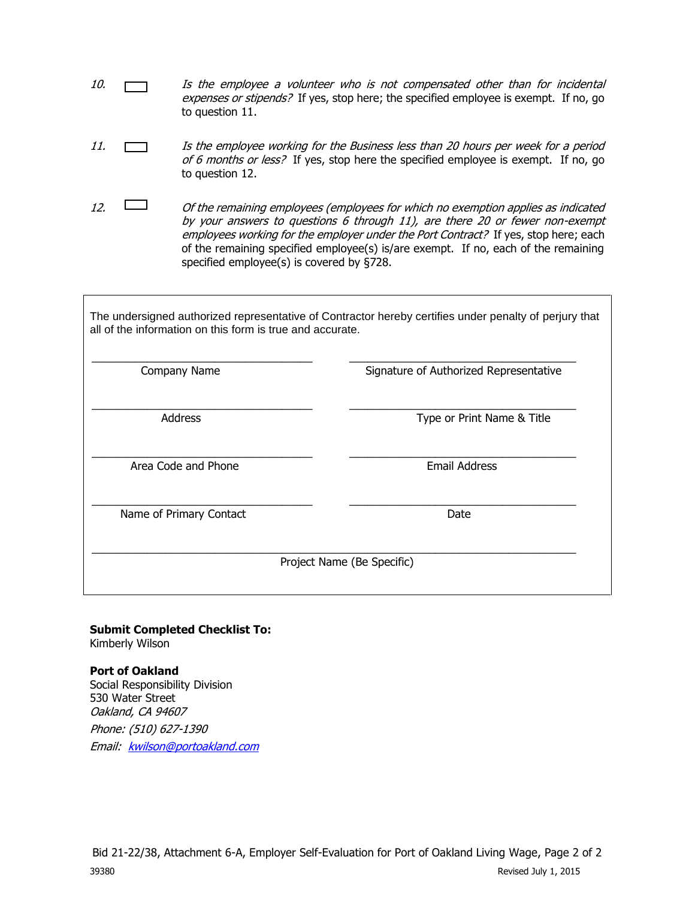10. ☐ *Is the employee a volunteer who is not compensated other than for incidental expenses or stipends?* If yes, stop here; the specified employee is exempt. If no, go to question 11.

11. ☐ *Is the employee working for the Business less than 20 hours per week for a period of 6 months or less?* If yes, stop here the specified employee is exempt. If no, go to question 12.

12. ☐ *Of the remaining employees (employees for which no exemption applies as indicated by your answers to questions 6 through 11), are there 20 or fewer non-exempt employees working for the employer under the Port Contract?* If yes, stop here; each of the remaining specified employee(s) is/are exempt. If no, each of the remaining specified employee(s) is covered by §728.

The undersigned authorized representative of Contractor hereby certifies under penalty of perjury that all of the information on this form is true and accurate.

| | |
|---|---|
| ______________________________ | ______________________________ |
| Company Name | Signature of Authorized Representative |
| ______________________________ | ______________________________ |
| Address | Type or Print Name & Title |
| ______________________________ | ______________________________ |
| Area Code and Phone | Email Address |
| ______________________________ | ______________________________ |
| Name of Primary Contact | Date |

______________________________________________________________

Project Name (Be Specific)

**Submit Completed Checklist To:**
Kimberly Wilson

**Port of Oakland**
Social Responsibility Division
530 Water Street
*Oakland, CA 94607*
*Phone: (510) 627-1390*
*Email: kwilson@portoakland.com*

Bid 21-22/38, Attachment 6-A, Employer Self-Evaluation for Port of Oakland Living Wage, Page 2 of 2

39380 Revised July 1, 2015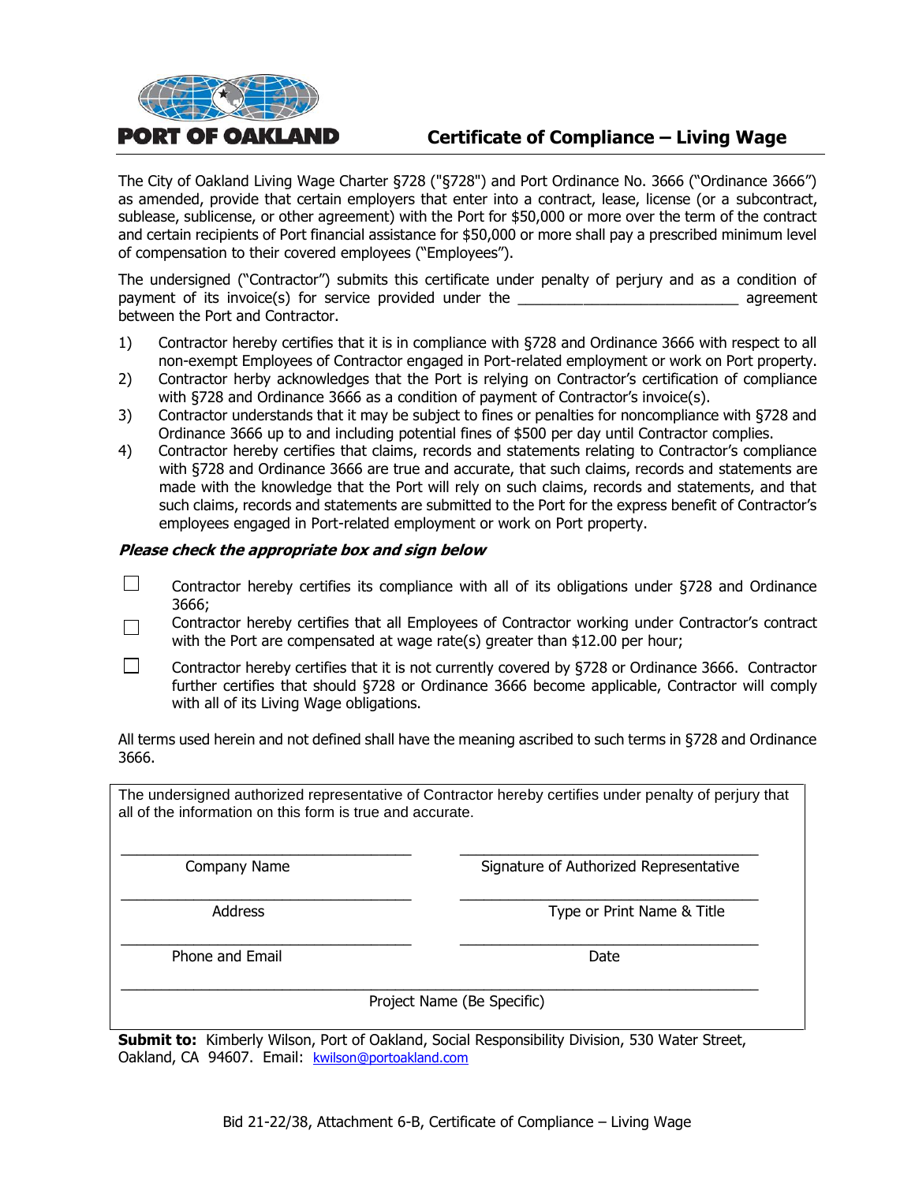**PORT OF OAKLAND**

# Certificate of Compliance – Living Wage

The City of Oakland Living Wage Charter §728 ("§728") and Port Ordinance No. 3666 ("Ordinance 3666") as amended, provide that certain employers that enter into a contract, lease, license (or a subcontract, sublease, sublicense, or other agreement) with the Port for $50,000 or more over the term of the contract and certain recipients of Port financial assistance for $50,000 or more shall pay a prescribed minimum level of compensation to their covered employees ("Employees").

The undersigned ("Contractor") submits this certificate under penalty of perjury and as a condition of payment of its invoice(s) for service provided under the ___________________________ agreement between the Port and Contractor.

1) Contractor hereby certifies that it is in compliance with §728 and Ordinance 3666 with respect to all non-exempt Employees of Contractor engaged in Port-related employment or work on Port property.
2) Contractor herby acknowledges that the Port is relying on Contractor's certification of compliance with §728 and Ordinance 3666 as a condition of payment of Contractor's invoice(s).
3) Contractor understands that it may be subject to fines or penalties for noncompliance with §728 and Ordinance 3666 up to and including potential fines of $500 per day until Contractor complies.
4) Contractor hereby certifies that claims, records and statements relating to Contractor's compliance with §728 and Ordinance 3666 are true and accurate, that such claims, records and statements are made with the knowledge that the Port will rely on such claims, records and statements, and that such claims, records and statements are submitted to the Port for the express benefit of Contractor's employees engaged in Port-related employment or work on Port property.

***Please check the appropriate box and sign below***

- ☐ Contractor hereby certifies its compliance with all of its obligations under §728 and Ordinance 3666;
- ☐ Contractor hereby certifies that all Employees of Contractor working under Contractor's contract with the Port are compensated at wage rate(s) greater than $12.00 per hour;
- ☐ Contractor hereby certifies that it is not currently covered by §728 or Ordinance 3666. Contractor further certifies that should §728 or Ordinance 3666 become applicable, Contractor will comply with all of its Living Wage obligations.

All terms used herein and not defined shall have the meaning ascribed to such terms in §728 and Ordinance 3666.

The undersigned authorized representative of Contractor hereby certifies under penalty of perjury that all of the information on this form is true and accurate.

| | |
|---|---|
| ______________________________ | ______________________________ |
| Company Name | Signature of Authorized Representative |
| ______________________________ | ______________________________ |
| Address | Type or Print Name & Title |
| ______________________________ | ______________________________ |
| Phone and Email | Date |

____________________________________________________________

Project Name (Be Specific)

**Submit to:** Kimberly Wilson, Port of Oakland, Social Responsibility Division, 530 Water Street, Oakland, CA 94607. Email: kwilson@portoakland.com

Bid 21-22/38, Attachment 6-B, Certificate of Compliance – Living Wage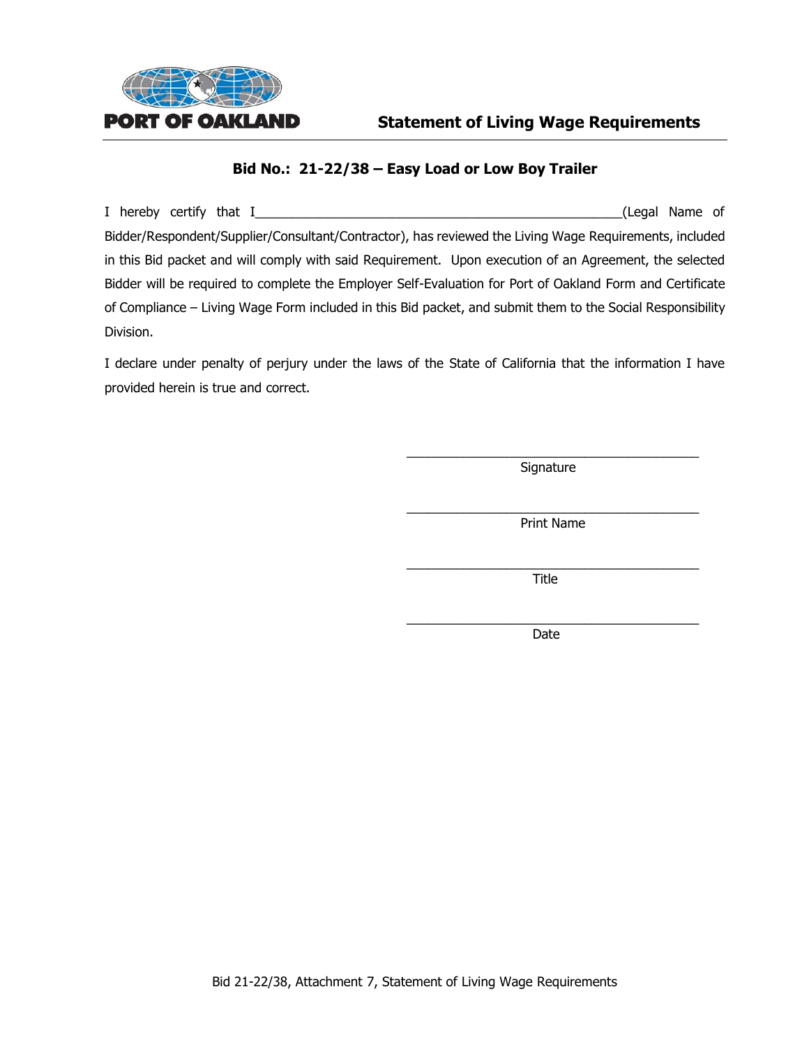PORT OF OAKLAND

# Statement of Living Wage Requirements

## Bid No.: 21-22/38 – Easy Load or Low Boy Trailer

I hereby certify that I_____________________________________________________(Legal Name of Bidder/Respondent/Supplier/Consultant/Contractor), has reviewed the Living Wage Requirements, included in this Bid packet and will comply with said Requirement. Upon execution of an Agreement, the selected Bidder will be required to complete the Employer Self-Evaluation for Port of Oakland Form and Certificate of Compliance – Living Wage Form included in this Bid packet, and submit them to the Social Responsibility Division.

I declare under penalty of perjury under the laws of the State of California that the information I have provided herein is true and correct.

_____________________________________________
Signature

_____________________________________________
Print Name

_____________________________________________
Title

_____________________________________________
Date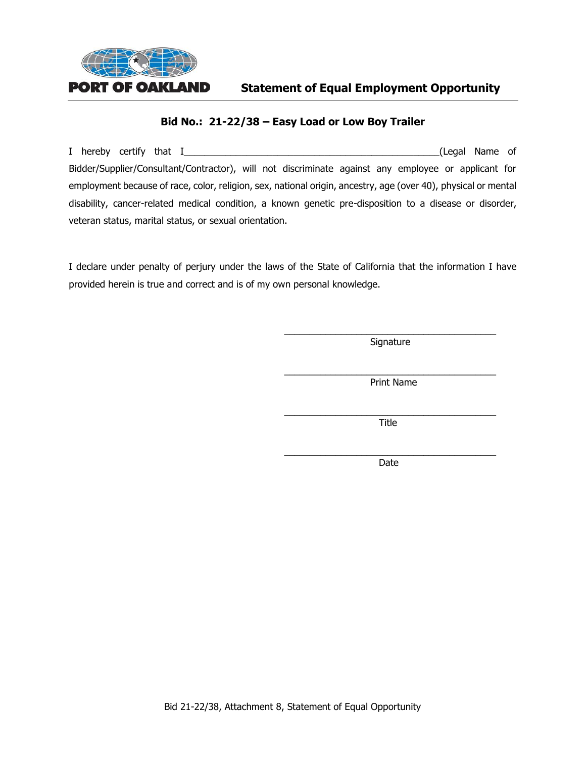PORT OF OAKLAND

# Statement of Equal Employment Opportunity

## Bid No.: 21-22/38 – Easy Load or Low Boy Trailer

I hereby certify that I__________________________________________________(Legal Name of Bidder/Supplier/Consultant/Contractor), will not discriminate against any employee or applicant for employment because of race, color, religion, sex, national origin, ancestry, age (over 40), physical or mental disability, cancer-related medical condition, a known genetic pre-disposition to a disease or disorder, veteran status, marital status, or sexual orientation.

I declare under penalty of perjury under the laws of the State of California that the information I have provided herein is true and correct and is of my own personal knowledge.

_________________________________________
Signature

_________________________________________
Print Name

_________________________________________
Title

_________________________________________
Date

Bid 21-22/38, Attachment 8, Statement of Equal Opportunity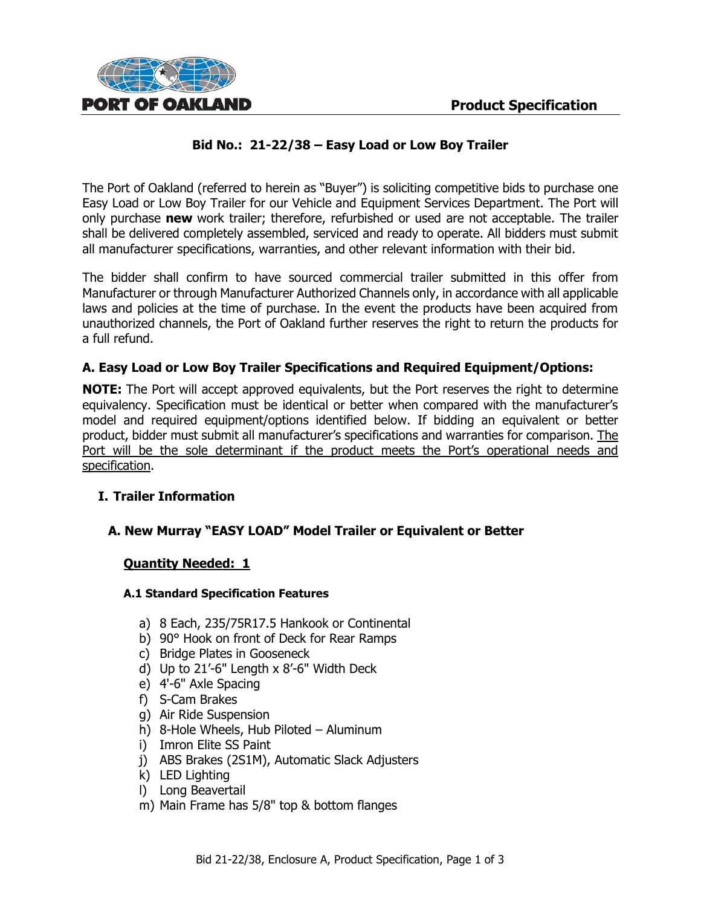**PORT OF OAKLAND** **Product Specification**

## Bid No.: 21-22/38 – Easy Load or Low Boy Trailer

The Port of Oakland (referred to herein as "Buyer") is soliciting competitive bids to purchase one Easy Load or Low Boy Trailer for our Vehicle and Equipment Services Department. The Port will only purchase **new** work trailer; therefore, refurbished or used are not acceptable. The trailer shall be delivered completely assembled, serviced and ready to operate. All bidders must submit all manufacturer specifications, warranties, and other relevant information with their bid.

The bidder shall confirm to have sourced commercial trailer submitted in this offer from Manufacturer or through Manufacturer Authorized Channels only, in accordance with all applicable laws and policies at the time of purchase. In the event the products have been acquired from unauthorized channels, the Port of Oakland further reserves the right to return the products for a full refund.

### A. Easy Load or Low Boy Trailer Specifications and Required Equipment/Options:

**NOTE:** The Port will accept approved equivalents, but the Port reserves the right to determine equivalency. Specification must be identical or better when compared with the manufacturer's model and required equipment/options identified below. If bidding an equivalent or better product, bidder must submit all manufacturer's specifications and warranties for comparison. The Port will be the sole determinant if the product meets the Port's operational needs and specification.

#### I. Trailer Information

#### A. New Murray "EASY LOAD" Model Trailer or Equivalent or Better

**Quantity Needed: 1**

##### A.1 Standard Specification Features

a) 8 Each, 235/75R17.5 Hankook or Continental
b) 90° Hook on front of Deck for Rear Ramps
c) Bridge Plates in Gooseneck
d) Up to 21'-6" Length x 8'-6" Width Deck
e) 4'-6" Axle Spacing
f) S-Cam Brakes
g) Air Ride Suspension
h) 8-Hole Wheels, Hub Piloted – Aluminum
i) Imron Elite SS Paint
j) ABS Brakes (2S1M), Automatic Slack Adjusters
k) LED Lighting
l) Long Beavertail
m) Main Frame has 5/8" top & bottom flanges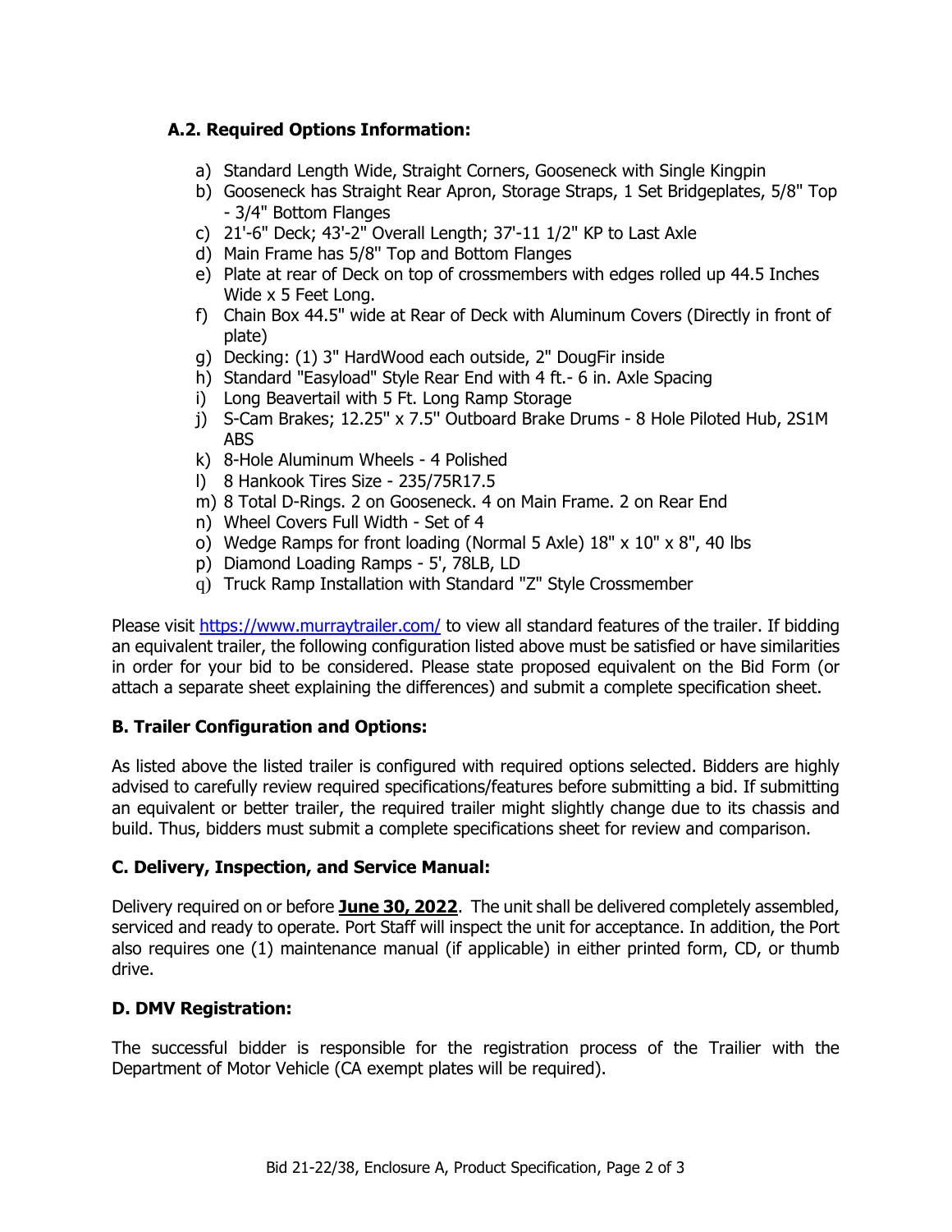### A.2. Required Options Information:

a) Standard Length Wide, Straight Corners, Gooseneck with Single Kingpin
b) Gooseneck has Straight Rear Apron, Storage Straps, 1 Set Bridgeplates, 5/8" Top - 3/4" Bottom Flanges
c) 21'-6" Deck; 43'-2" Overall Length; 37'-11 1/2" KP to Last Axle
d) Main Frame has 5/8" Top and Bottom Flanges
e) Plate at rear of Deck on top of crossmembers with edges rolled up 44.5 Inches Wide x 5 Feet Long.
f) Chain Box 44.5" wide at Rear of Deck with Aluminum Covers (Directly in front of plate)
g) Decking: (1) 3" HardWood each outside, 2" DougFir inside
h) Standard "Easyload" Style Rear End with 4 ft.- 6 in. Axle Spacing
i) Long Beavertail with 5 Ft. Long Ramp Storage
j) S-Cam Brakes; 12.25" x 7.5" Outboard Brake Drums - 8 Hole Piloted Hub, 2S1M ABS
k) 8-Hole Aluminum Wheels - 4 Polished
l) 8 Hankook Tires Size - 235/75R17.5
m) 8 Total D-Rings. 2 on Gooseneck. 4 on Main Frame. 2 on Rear End
n) Wheel Covers Full Width - Set of 4
o) Wedge Ramps for front loading (Normal 5 Axle) 18" x 10" x 8", 40 lbs
p) Diamond Loading Ramps - 5', 78LB, LD
q) Truck Ramp Installation with Standard "Z" Style Crossmember

Please visit https://www.murraytrailer.com/ to view all standard features of the trailer. If bidding an equivalent trailer, the following configuration listed above must be satisfied or have similarities in order for your bid to be considered. Please state proposed equivalent on the Bid Form (or attach a separate sheet explaining the differences) and submit a complete specification sheet.

### B. Trailer Configuration and Options:

As listed above the listed trailer is configured with required options selected. Bidders are highly advised to carefully review required specifications/features before submitting a bid. If submitting an equivalent or better trailer, the required trailer might slightly change due to its chassis and build. Thus, bidders must submit a complete specifications sheet for review and comparison.

### C. Delivery, Inspection, and Service Manual:

Delivery required on or before **June 30, 2022**. The unit shall be delivered completely assembled, serviced and ready to operate. Port Staff will inspect the unit for acceptance. In addition, the Port also requires one (1) maintenance manual (if applicable) in either printed form, CD, or thumb drive.

### D. DMV Registration:

The successful bidder is responsible for the registration process of the Trailier with the Department of Motor Vehicle (CA exempt plates will be required).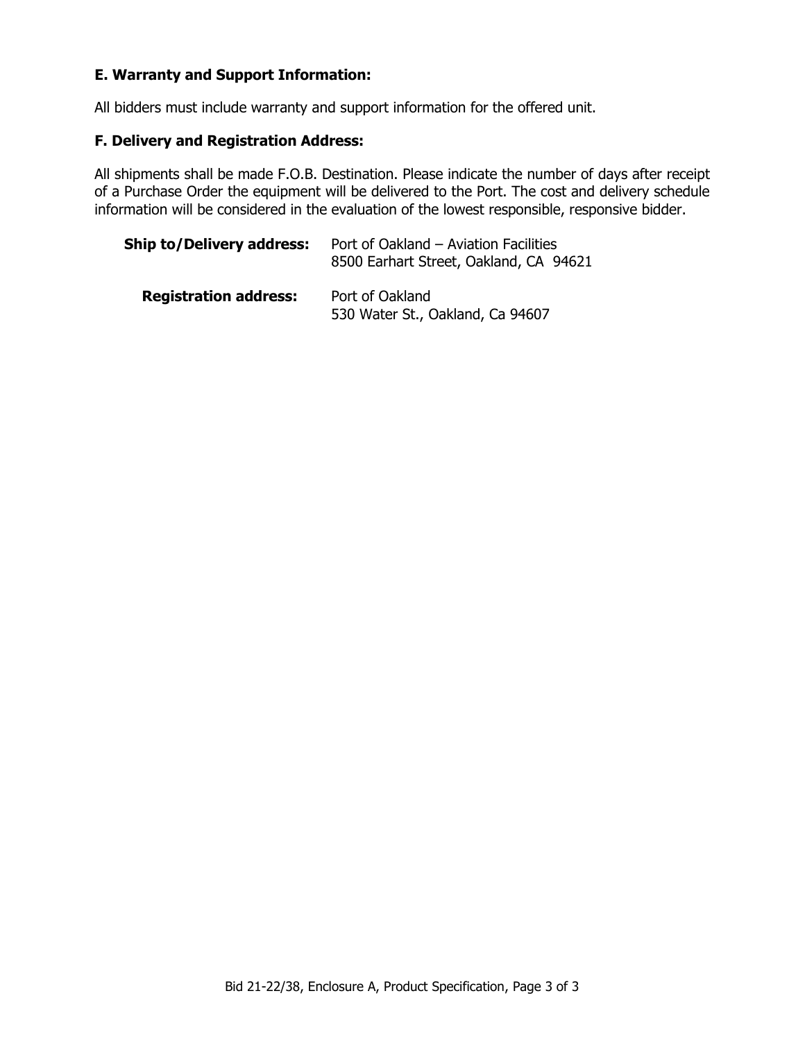### E. Warranty and Support Information:

All bidders must include warranty and support information for the offered unit.

### F. Delivery and Registration Address:

All shipments shall be made F.O.B. Destination. Please indicate the number of days after receipt of a Purchase Order the equipment will be delivered to the Port. The cost and delivery schedule information will be considered in the evaluation of the lowest responsible, responsive bidder.

**Ship to/Delivery address:** Port of Oakland – Aviation Facilities
8500 Earhart Street, Oakland, CA 94621

**Registration address:** Port of Oakland
530 Water St., Oakland, Ca 94607